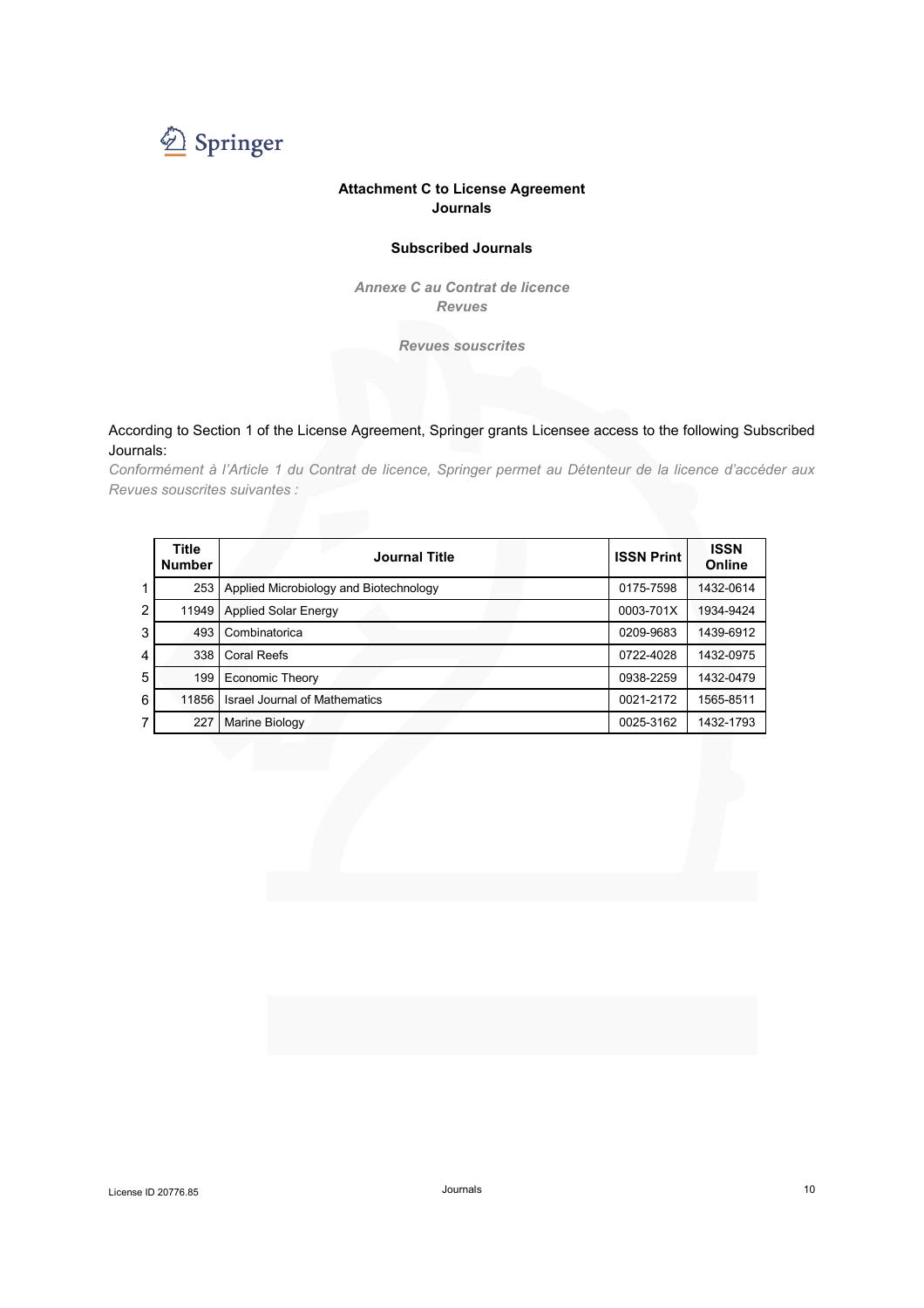Springer

## Attachment C to License Agreement
## Journals

### Subscribed Journals

*Annexe C au Contrat de licence*
*Revues*

*Revues souscrites*

According to Section 1 of the License Agreement, Springer grants Licensee access to the following Subscribed Journals:
*Conformément à l'Article 1 du Contrat de licence, Springer permet au Détenteur de la licence d'accéder aux Revues souscrites suivantes :*

| | Title Number | Journal Title | ISSN Print | ISSN Online |
|---|---|---|---|---|
| 1 | 253 | Applied Microbiology and Biotechnology | 0175-7598 | 1432-0614 |
| 2 | 11949 | Applied Solar Energy | 0003-701X | 1934-9424 |
| 3 | 493 | Combinatorica | 0209-9683 | 1439-6912 |
| 4 | 338 | Coral Reefs | 0722-4028 | 1432-0975 |
| 5 | 199 | Economic Theory | 0938-2259 | 1432-0479 |
| 6 | 11856 | Israel Journal of Mathematics | 0021-2172 | 1565-8511 |
| 7 | 227 | Marine Biology | 0025-3162 | 1432-1793 |

License ID 20776.85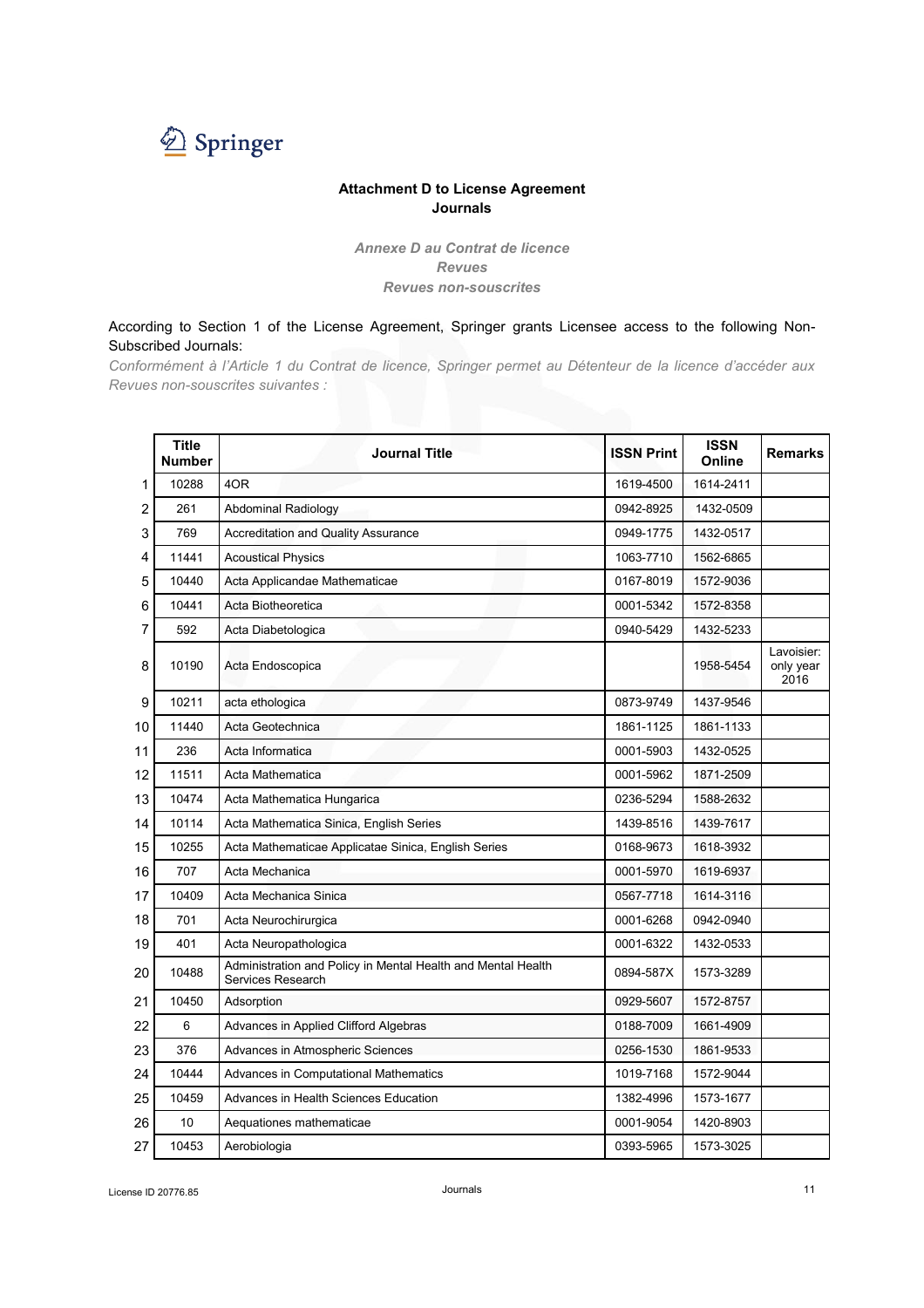Springer

**Attachment D to License Agreement**
**Journals**

*Annexe D au Contrat de licence*
*Revues*
*Revues non-souscrites*

According to Section 1 of the License Agreement, Springer grants Licensee access to the following Non-Subscribed Journals:

*Conformément à l'Article 1 du Contrat de licence, Springer permet au Détenteur de la licence d'accéder aux Revues non-souscrites suivantes :*

| | Title Number | Journal Title | ISSN Print | ISSN Online | Remarks |
|---|---|---|---|---|---|
| 1 | 10288 | 4OR | 1619-4500 | 1614-2411 | |
| 2 | 261 | Abdominal Radiology | 0942-8925 | 1432-0509 | |
| 3 | 769 | Accreditation and Quality Assurance | 0949-1775 | 1432-0517 | |
| 4 | 11441 | Acoustical Physics | 1063-7710 | 1562-6865 | |
| 5 | 10440 | Acta Applicandae Mathematicae | 0167-8019 | 1572-9036 | |
| 6 | 10441 | Acta Biotheoretica | 0001-5342 | 1572-8358 | |
| 7 | 592 | Acta Diabetologica | 0940-5429 | 1432-5233 | |
| 8 | 10190 | Acta Endoscopica | | 1958-5454 | Lavoisier: only year 2016 |
| 9 | 10211 | acta ethologica | 0873-9749 | 1437-9546 | |
| 10 | 11440 | Acta Geotechnica | 1861-1125 | 1861-1133 | |
| 11 | 236 | Acta Informatica | 0001-5903 | 1432-0525 | |
| 12 | 11511 | Acta Mathematica | 0001-5962 | 1871-2509 | |
| 13 | 10474 | Acta Mathematica Hungarica | 0236-5294 | 1588-2632 | |
| 14 | 10114 | Acta Mathematica Sinica, English Series | 1439-8516 | 1439-7617 | |
| 15 | 10255 | Acta Mathematicae Applicatae Sinica, English Series | 0168-9673 | 1618-3932 | |
| 16 | 707 | Acta Mechanica | 0001-5970 | 1619-6937 | |
| 17 | 10409 | Acta Mechanica Sinica | 0567-7718 | 1614-3116 | |
| 18 | 701 | Acta Neurochirurgica | 0001-6268 | 0942-0940 | |
| 19 | 401 | Acta Neuropathologica | 0001-6322 | 1432-0533 | |
| 20 | 10488 | Administration and Policy in Mental Health and Mental Health Services Research | 0894-587X | 1573-3289 | |
| 21 | 10450 | Adsorption | 0929-5607 | 1572-8757 | |
| 22 | 6 | Advances in Applied Clifford Algebras | 0188-7009 | 1661-4909 | |
| 23 | 376 | Advances in Atmospheric Sciences | 0256-1530 | 1861-9533 | |
| 24 | 10444 | Advances in Computational Mathematics | 1019-7168 | 1572-9044 | |
| 25 | 10459 | Advances in Health Sciences Education | 1382-4996 | 1573-1677 | |
| 26 | 10 | Aequationes mathematicae | 0001-9054 | 1420-8903 | |
| 27 | 10453 | Aerobiologia | 0393-5965 | 1573-3025 | |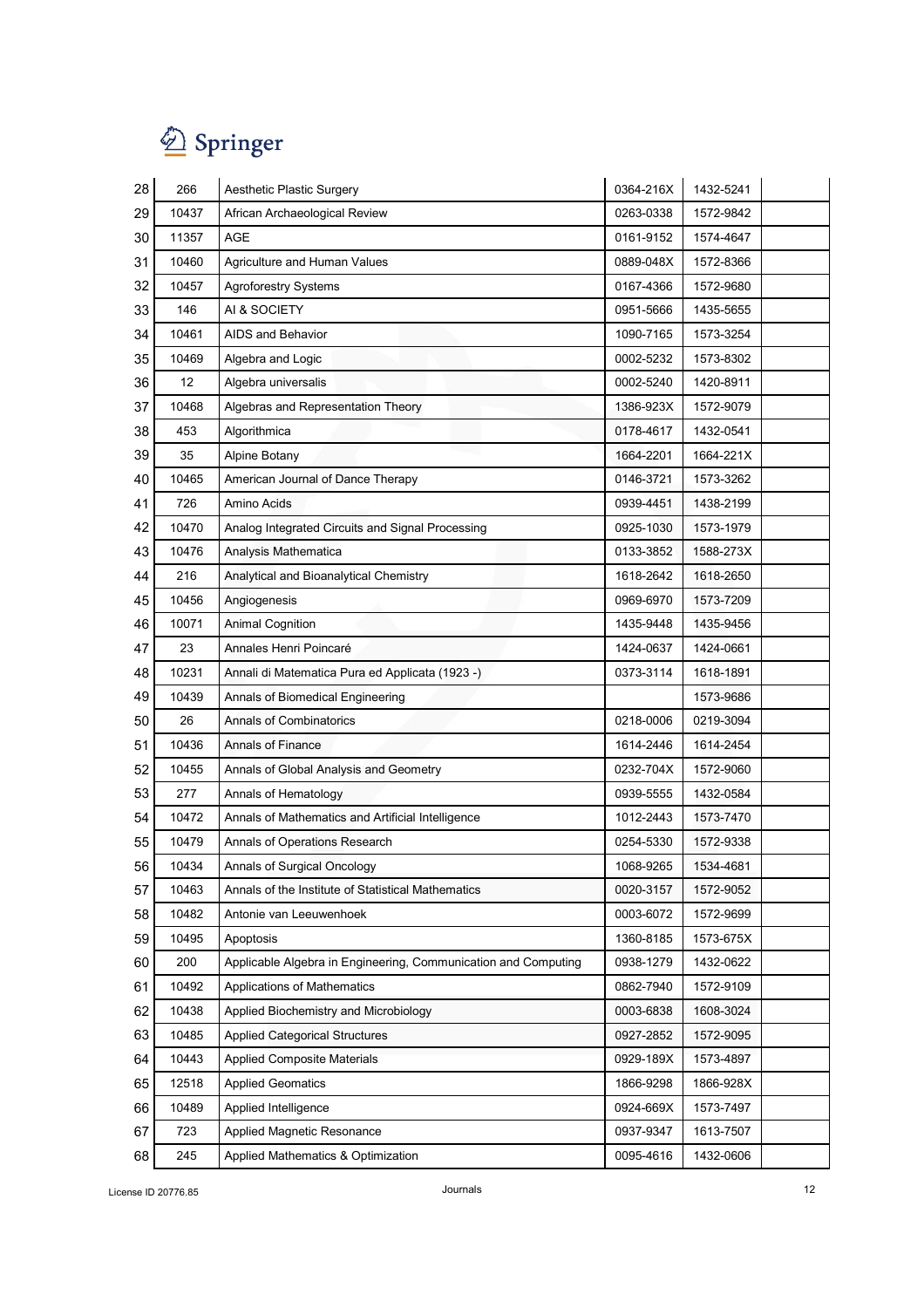| 28 | 266 | Aesthetic Plastic Surgery | 0364-216X | 1432-5241 | |
|---|---|---|---|---|---|
| 29 | 10437 | African Archaeological Review | 0263-0338 | 1572-9842 | |
| 30 | 11357 | AGE | 0161-9152 | 1574-4647 | |
| 31 | 10460 | Agriculture and Human Values | 0889-048X | 1572-8366 | |
| 32 | 10457 | Agroforestry Systems | 0167-4366 | 1572-9680 | |
| 33 | 146 | AI & SOCIETY | 0951-5666 | 1435-5655 | |
| 34 | 10461 | AIDS and Behavior | 1090-7165 | 1573-3254 | |
| 35 | 10469 | Algebra and Logic | 0002-5232 | 1573-8302 | |
| 36 | 12 | Algebra universalis | 0002-5240 | 1420-8911 | |
| 37 | 10468 | Algebras and Representation Theory | 1386-923X | 1572-9079 | |
| 38 | 453 | Algorithmica | 0178-4617 | 1432-0541 | |
| 39 | 35 | Alpine Botany | 1664-2201 | 1664-221X | |
| 40 | 10465 | American Journal of Dance Therapy | 0146-3721 | 1573-3262 | |
| 41 | 726 | Amino Acids | 0939-4451 | 1438-2199 | |
| 42 | 10470 | Analog Integrated Circuits and Signal Processing | 0925-1030 | 1573-1979 | |
| 43 | 10476 | Analysis Mathematica | 0133-3852 | 1588-273X | |
| 44 | 216 | Analytical and Bioanalytical Chemistry | 1618-2642 | 1618-2650 | |
| 45 | 10456 | Angiogenesis | 0969-6970 | 1573-7209 | |
| 46 | 10071 | Animal Cognition | 1435-9448 | 1435-9456 | |
| 47 | 23 | Annales Henri Poincaré | 1424-0637 | 1424-0661 | |
| 48 | 10231 | Annali di Matematica Pura ed Applicata (1923 -) | 0373-3114 | 1618-1891 | |
| 49 | 10439 | Annals of Biomedical Engineering | | 1573-9686 | |
| 50 | 26 | Annals of Combinatorics | 0218-0006 | 0219-3094 | |
| 51 | 10436 | Annals of Finance | 1614-2446 | 1614-2454 | |
| 52 | 10455 | Annals of Global Analysis and Geometry | 0232-704X | 1572-9060 | |
| 53 | 277 | Annals of Hematology | 0939-5555 | 1432-0584 | |
| 54 | 10472 | Annals of Mathematics and Artificial Intelligence | 1012-2443 | 1573-7470 | |
| 55 | 10479 | Annals of Operations Research | 0254-5330 | 1572-9338 | |
| 56 | 10434 | Annals of Surgical Oncology | 1068-9265 | 1534-4681 | |
| 57 | 10463 | Annals of the Institute of Statistical Mathematics | 0020-3157 | 1572-9052 | |
| 58 | 10482 | Antonie van Leeuwenhoek | 0003-6072 | 1572-9699 | |
| 59 | 10495 | Apoptosis | 1360-8185 | 1573-675X | |
| 60 | 200 | Applicable Algebra in Engineering, Communication and Computing | 0938-1279 | 1432-0622 | |
| 61 | 10492 | Applications of Mathematics | 0862-7940 | 1572-9109 | |
| 62 | 10438 | Applied Biochemistry and Microbiology | 0003-6838 | 1608-3024 | |
| 63 | 10485 | Applied Categorical Structures | 0927-2852 | 1572-9095 | |
| 64 | 10443 | Applied Composite Materials | 0929-189X | 1573-4897 | |
| 65 | 12518 | Applied Geomatics | 1866-9298 | 1866-928X | |
| 66 | 10489 | Applied Intelligence | 0924-669X | 1573-7497 | |
| 67 | 723 | Applied Magnetic Resonance | 0937-9347 | 1613-7507 | |
| 68 | 245 | Applied Mathematics & Optimization | 0095-4616 | 1432-0606 | |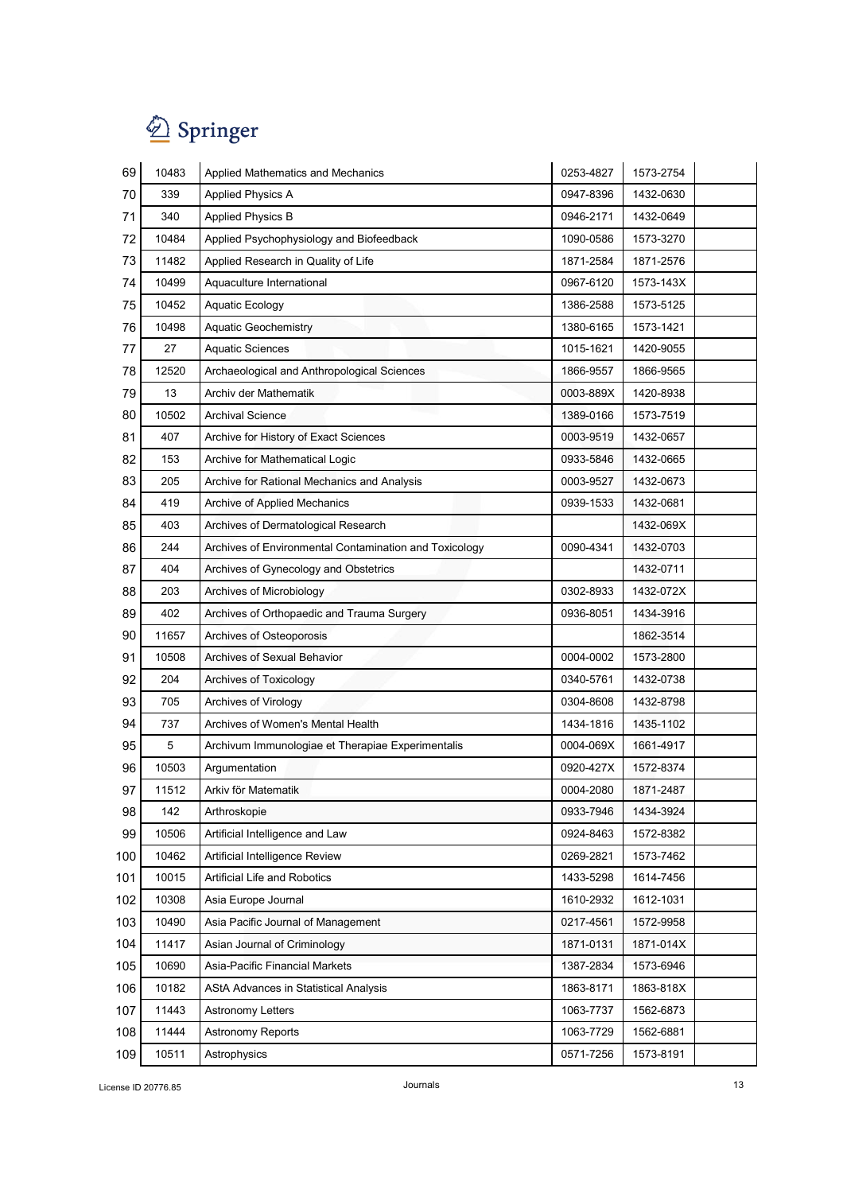| | | | | | |
|---|---|---|---|---|---|
| 69 | 10483 | Applied Mathematics and Mechanics | 0253-4827 | 1573-2754 | |
| 70 | 339 | Applied Physics A | 0947-8396 | 1432-0630 | |
| 71 | 340 | Applied Physics B | 0946-2171 | 1432-0649 | |
| 72 | 10484 | Applied Psychophysiology and Biofeedback | 1090-0586 | 1573-3270 | |
| 73 | 11482 | Applied Research in Quality of Life | 1871-2584 | 1871-2576 | |
| 74 | 10499 | Aquaculture International | 0967-6120 | 1573-143X | |
| 75 | 10452 | Aquatic Ecology | 1386-2588 | 1573-5125 | |
| 76 | 10498 | Aquatic Geochemistry | 1380-6165 | 1573-1421 | |
| 77 | 27 | Aquatic Sciences | 1015-1621 | 1420-9055 | |
| 78 | 12520 | Archaeological and Anthropological Sciences | 1866-9557 | 1866-9565 | |
| 79 | 13 | Archiv der Mathematik | 0003-889X | 1420-8938 | |
| 80 | 10502 | Archival Science | 1389-0166 | 1573-7519 | |
| 81 | 407 | Archive for History of Exact Sciences | 0003-9519 | 1432-0657 | |
| 82 | 153 | Archive for Mathematical Logic | 0933-5846 | 1432-0665 | |
| 83 | 205 | Archive for Rational Mechanics and Analysis | 0003-9527 | 1432-0673 | |
| 84 | 419 | Archive of Applied Mechanics | 0939-1533 | 1432-0681 | |
| 85 | 403 | Archives of Dermatological Research | | 1432-069X | |
| 86 | 244 | Archives of Environmental Contamination and Toxicology | 0090-4341 | 1432-0703 | |
| 87 | 404 | Archives of Gynecology and Obstetrics | | 1432-0711 | |
| 88 | 203 | Archives of Microbiology | 0302-8933 | 1432-072X | |
| 89 | 402 | Archives of Orthopaedic and Trauma Surgery | 0936-8051 | 1434-3916 | |
| 90 | 11657 | Archives of Osteoporosis | | 1862-3514 | |
| 91 | 10508 | Archives of Sexual Behavior | 0004-0002 | 1573-2800 | |
| 92 | 204 | Archives of Toxicology | 0340-5761 | 1432-0738 | |
| 93 | 705 | Archives of Virology | 0304-8608 | 1432-8798 | |
| 94 | 737 | Archives of Women's Mental Health | 1434-1816 | 1435-1102 | |
| 95 | 5 | Archivum Immunologiae et Therapiae Experimentalis | 0004-069X | 1661-4917 | |
| 96 | 10503 | Argumentation | 0920-427X | 1572-8374 | |
| 97 | 11512 | Arkiv för Matematik | 0004-2080 | 1871-2487 | |
| 98 | 142 | Arthroskopie | 0933-7946 | 1434-3924 | |
| 99 | 10506 | Artificial Intelligence and Law | 0924-8463 | 1572-8382 | |
| 100 | 10462 | Artificial Intelligence Review | 0269-2821 | 1573-7462 | |
| 101 | 10015 | Artificial Life and Robotics | 1433-5298 | 1614-7456 | |
| 102 | 10308 | Asia Europe Journal | 1610-2932 | 1612-1031 | |
| 103 | 10490 | Asia Pacific Journal of Management | 0217-4561 | 1572-9958 | |
| 104 | 11417 | Asian Journal of Criminology | 1871-0131 | 1871-014X | |
| 105 | 10690 | Asia-Pacific Financial Markets | 1387-2834 | 1573-6946 | |
| 106 | 10182 | AStA Advances in Statistical Analysis | 1863-8171 | 1863-818X | |
| 107 | 11443 | Astronomy Letters | 1063-7737 | 1562-6873 | |
| 108 | 11444 | Astronomy Reports | 1063-7729 | 1562-6881 | |
| 109 | 10511 | Astrophysics | 0571-7256 | 1573-8191 | |

License ID 20776.85 — Journals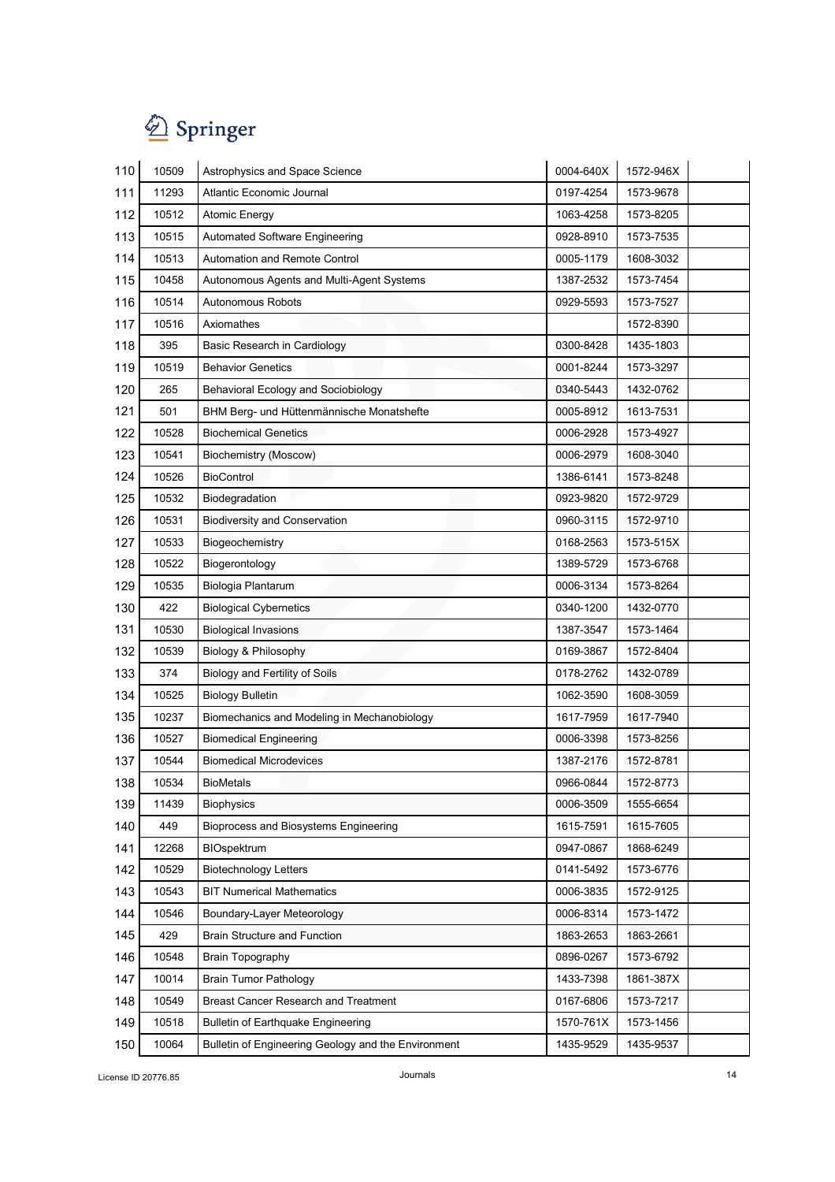| | | | | | |
|---|---|---|---|---|---|
| 110 | 10509 | Astrophysics and Space Science | 0004-640X | 1572-946X | |
| 111 | 11293 | Atlantic Economic Journal | 0197-4254 | 1573-9678 | |
| 112 | 10512 | Atomic Energy | 1063-4258 | 1573-8205 | |
| 113 | 10515 | Automated Software Engineering | 0928-8910 | 1573-7535 | |
| 114 | 10513 | Automation and Remote Control | 0005-1179 | 1608-3032 | |
| 115 | 10458 | Autonomous Agents and Multi-Agent Systems | 1387-2532 | 1573-7454 | |
| 116 | 10514 | Autonomous Robots | 0929-5593 | 1573-7527 | |
| 117 | 10516 | Axiomathes | | 1572-8390 | |
| 118 | 395 | Basic Research in Cardiology | 0300-8428 | 1435-1803 | |
| 119 | 10519 | Behavior Genetics | 0001-8244 | 1573-3297 | |
| 120 | 265 | Behavioral Ecology and Sociobiology | 0340-5443 | 1432-0762 | |
| 121 | 501 | BHM Berg- und Hüttenmännische Monatshefte | 0005-8912 | 1613-7531 | |
| 122 | 10528 | Biochemical Genetics | 0006-2928 | 1573-4927 | |
| 123 | 10541 | Biochemistry (Moscow) | 0006-2979 | 1608-3040 | |
| 124 | 10526 | BioControl | 1386-6141 | 1573-8248 | |
| 125 | 10532 | Biodegradation | 0923-9820 | 1572-9729 | |
| 126 | 10531 | Biodiversity and Conservation | 0960-3115 | 1572-9710 | |
| 127 | 10533 | Biogeochemistry | 0168-2563 | 1573-515X | |
| 128 | 10522 | Biogerontology | 1389-5729 | 1573-6768 | |
| 129 | 10535 | Biologia Plantarum | 0006-3134 | 1573-8264 | |
| 130 | 422 | Biological Cybernetics | 0340-1200 | 1432-0770 | |
| 131 | 10530 | Biological Invasions | 1387-3547 | 1573-1464 | |
| 132 | 10539 | Biology & Philosophy | 0169-3867 | 1572-8404 | |
| 133 | 374 | Biology and Fertility of Soils | 0178-2762 | 1432-0789 | |
| 134 | 10525 | Biology Bulletin | 1062-3590 | 1608-3059 | |
| 135 | 10237 | Biomechanics and Modeling in Mechanobiology | 1617-7959 | 1617-7940 | |
| 136 | 10527 | Biomedical Engineering | 0006-3398 | 1573-8256 | |
| 137 | 10544 | Biomedical Microdevices | 1387-2176 | 1572-8781 | |
| 138 | 10534 | BioMetals | 0966-0844 | 1572-8773 | |
| 139 | 11439 | Biophysics | 0006-3509 | 1555-6654 | |
| 140 | 449 | Bioprocess and Biosystems Engineering | 1615-7591 | 1615-7605 | |
| 141 | 12268 | BIOspektrum | 0947-0867 | 1868-6249 | |
| 142 | 10529 | Biotechnology Letters | 0141-5492 | 1573-6776 | |
| 143 | 10543 | BIT Numerical Mathematics | 0006-3835 | 1572-9125 | |
| 144 | 10546 | Boundary-Layer Meteorology | 0006-8314 | 1573-1472 | |
| 145 | 429 | Brain Structure and Function | 1863-2653 | 1863-2661 | |
| 146 | 10548 | Brain Topography | 0896-0267 | 1573-6792 | |
| 147 | 10014 | Brain Tumor Pathology | 1433-7398 | 1861-387X | |
| 148 | 10549 | Breast Cancer Research and Treatment | 0167-6806 | 1573-7217 | |
| 149 | 10518 | Bulletin of Earthquake Engineering | 1570-761X | 1573-1456 | |
| 150 | 10064 | Bulletin of Engineering Geology and the Environment | 1435-9529 | 1435-9537 | |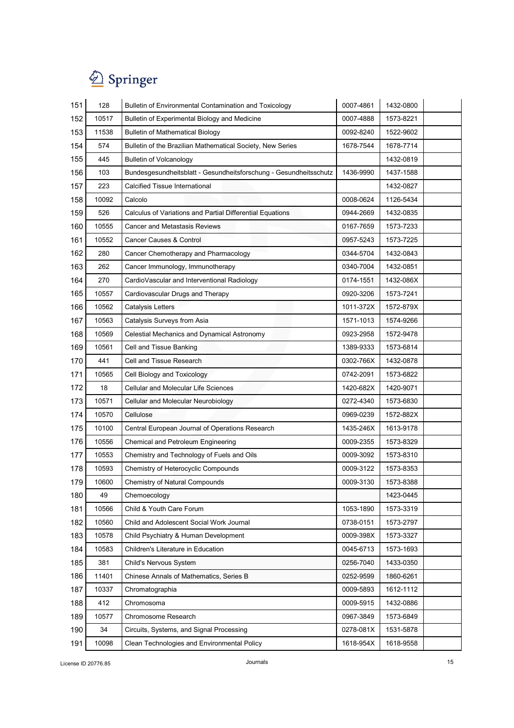| | | | | | |
|---|---|---|---|---|---|
| 151 | 128 | Bulletin of Environmental Contamination and Toxicology | 0007-4861 | 1432-0800 | |
| 152 | 10517 | Bulletin of Experimental Biology and Medicine | 0007-4888 | 1573-8221 | |
| 153 | 11538 | Bulletin of Mathematical Biology | 0092-8240 | 1522-9602 | |
| 154 | 574 | Bulletin of the Brazilian Mathematical Society, New Series | 1678-7544 | 1678-7714 | |
| 155 | 445 | Bulletin of Volcanology | | 1432-0819 | |
| 156 | 103 | Bundesgesundheitsblatt - Gesundheitsforschung - Gesundheitsschutz | 1436-9990 | 1437-1588 | |
| 157 | 223 | Calcified Tissue International | | 1432-0827 | |
| 158 | 10092 | Calcolo | 0008-0624 | 1126-5434 | |
| 159 | 526 | Calculus of Variations and Partial Differential Equations | 0944-2669 | 1432-0835 | |
| 160 | 10555 | Cancer and Metastasis Reviews | 0167-7659 | 1573-7233 | |
| 161 | 10552 | Cancer Causes & Control | 0957-5243 | 1573-7225 | |
| 162 | 280 | Cancer Chemotherapy and Pharmacology | 0344-5704 | 1432-0843 | |
| 163 | 262 | Cancer Immunology, Immunotherapy | 0340-7004 | 1432-0851 | |
| 164 | 270 | CardioVascular and Interventional Radiology | 0174-1551 | 1432-086X | |
| 165 | 10557 | Cardiovascular Drugs and Therapy | 0920-3206 | 1573-7241 | |
| 166 | 10562 | Catalysis Letters | 1011-372X | 1572-879X | |
| 167 | 10563 | Catalysis Surveys from Asia | 1571-1013 | 1574-9266 | |
| 168 | 10569 | Celestial Mechanics and Dynamical Astronomy | 0923-2958 | 1572-9478 | |
| 169 | 10561 | Cell and Tissue Banking | 1389-9333 | 1573-6814 | |
| 170 | 441 | Cell and Tissue Research | 0302-766X | 1432-0878 | |
| 171 | 10565 | Cell Biology and Toxicology | 0742-2091 | 1573-6822 | |
| 172 | 18 | Cellular and Molecular Life Sciences | 1420-682X | 1420-9071 | |
| 173 | 10571 | Cellular and Molecular Neurobiology | 0272-4340 | 1573-6830 | |
| 174 | 10570 | Cellulose | 0969-0239 | 1572-882X | |
| 175 | 10100 | Central European Journal of Operations Research | 1435-246X | 1613-9178 | |
| 176 | 10556 | Chemical and Petroleum Engineering | 0009-2355 | 1573-8329 | |
| 177 | 10553 | Chemistry and Technology of Fuels and Oils | 0009-3092 | 1573-8310 | |
| 178 | 10593 | Chemistry of Heterocyclic Compounds | 0009-3122 | 1573-8353 | |
| 179 | 10600 | Chemistry of Natural Compounds | 0009-3130 | 1573-8388 | |
| 180 | 49 | Chemoecology | | 1423-0445 | |
| 181 | 10566 | Child & Youth Care Forum | 1053-1890 | 1573-3319 | |
| 182 | 10560 | Child and Adolescent Social Work Journal | 0738-0151 | 1573-2797 | |
| 183 | 10578 | Child Psychiatry & Human Development | 0009-398X | 1573-3327 | |
| 184 | 10583 | Children's Literature in Education | 0045-6713 | 1573-1693 | |
| 185 | 381 | Child's Nervous System | 0256-7040 | 1433-0350 | |
| 186 | 11401 | Chinese Annals of Mathematics, Series B | 0252-9599 | 1860-6261 | |
| 187 | 10337 | Chromatographia | 0009-5893 | 1612-1112 | |
| 188 | 412 | Chromosoma | 0009-5915 | 1432-0886 | |
| 189 | 10577 | Chromosome Research | 0967-3849 | 1573-6849 | |
| 190 | 34 | Circuits, Systems, and Signal Processing | 0278-081X | 1531-5878 | |
| 191 | 10098 | Clean Technologies and Environmental Policy | 1618-954X | 1618-9558 | |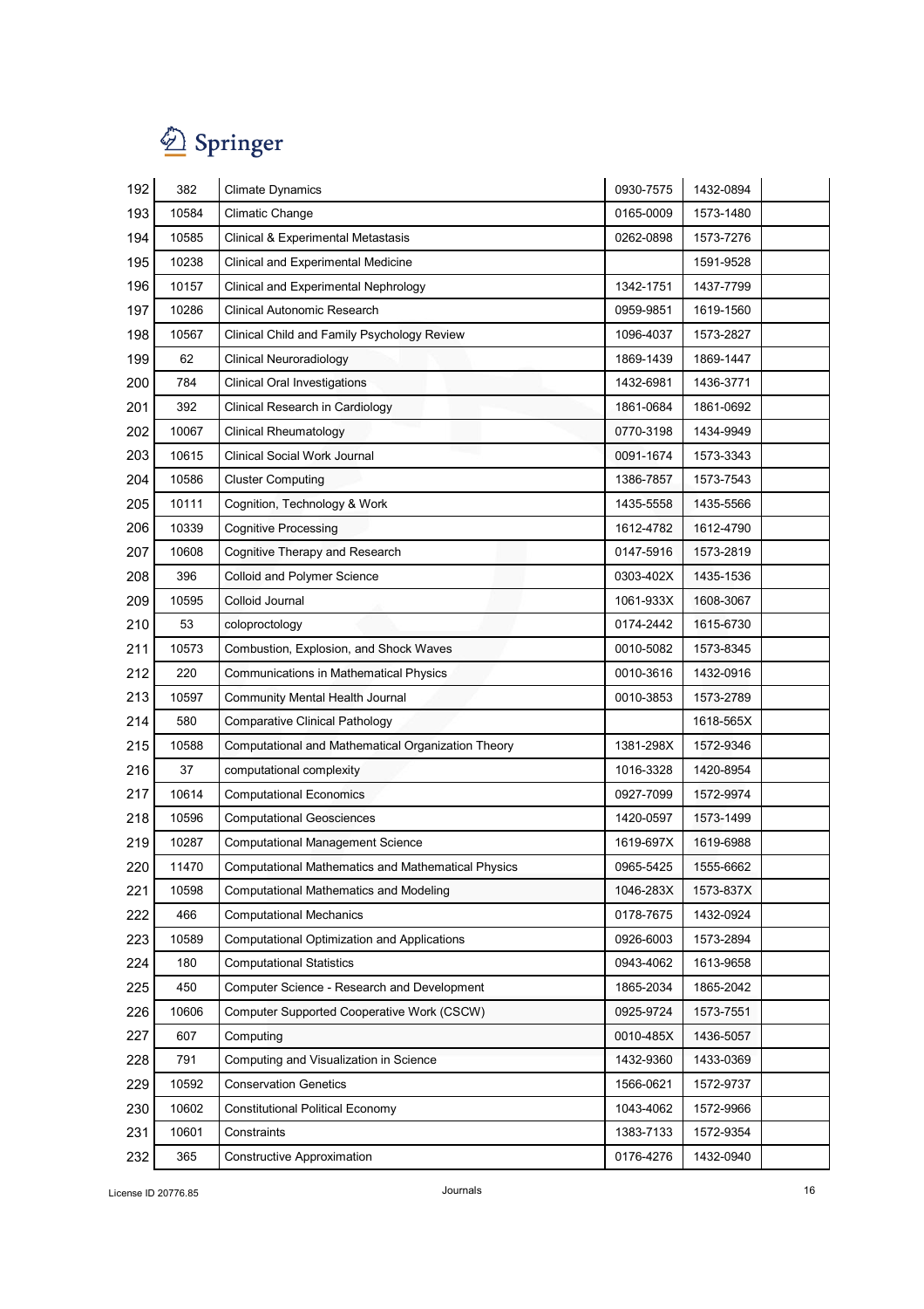| | | | | | |
|---|---|---|---|---|---|
| 192 | 382 | Climate Dynamics | 0930-7575 | 1432-0894 | |
| 193 | 10584 | Climatic Change | 0165-0009 | 1573-1480 | |
| 194 | 10585 | Clinical & Experimental Metastasis | 0262-0898 | 1573-7276 | |
| 195 | 10238 | Clinical and Experimental Medicine | | 1591-9528 | |
| 196 | 10157 | Clinical and Experimental Nephrology | 1342-1751 | 1437-7799 | |
| 197 | 10286 | Clinical Autonomic Research | 0959-9851 | 1619-1560 | |
| 198 | 10567 | Clinical Child and Family Psychology Review | 1096-4037 | 1573-2827 | |
| 199 | 62 | Clinical Neuroradiology | 1869-1439 | 1869-1447 | |
| 200 | 784 | Clinical Oral Investigations | 1432-6981 | 1436-3771 | |
| 201 | 392 | Clinical Research in Cardiology | 1861-0684 | 1861-0692 | |
| 202 | 10067 | Clinical Rheumatology | 0770-3198 | 1434-9949 | |
| 203 | 10615 | Clinical Social Work Journal | 0091-1674 | 1573-3343 | |
| 204 | 10586 | Cluster Computing | 1386-7857 | 1573-7543 | |
| 205 | 10111 | Cognition, Technology & Work | 1435-5558 | 1435-5566 | |
| 206 | 10339 | Cognitive Processing | 1612-4782 | 1612-4790 | |
| 207 | 10608 | Cognitive Therapy and Research | 0147-5916 | 1573-2819 | |
| 208 | 396 | Colloid and Polymer Science | 0303-402X | 1435-1536 | |
| 209 | 10595 | Colloid Journal | 1061-933X | 1608-3067 | |
| 210 | 53 | coloproctology | 0174-2442 | 1615-6730 | |
| 211 | 10573 | Combustion, Explosion, and Shock Waves | 0010-5082 | 1573-8345 | |
| 212 | 220 | Communications in Mathematical Physics | 0010-3616 | 1432-0916 | |
| 213 | 10597 | Community Mental Health Journal | 0010-3853 | 1573-2789 | |
| 214 | 580 | Comparative Clinical Pathology | | 1618-565X | |
| 215 | 10588 | Computational and Mathematical Organization Theory | 1381-298X | 1572-9346 | |
| 216 | 37 | computational complexity | 1016-3328 | 1420-8954 | |
| 217 | 10614 | Computational Economics | 0927-7099 | 1572-9974 | |
| 218 | 10596 | Computational Geosciences | 1420-0597 | 1573-1499 | |
| 219 | 10287 | Computational Management Science | 1619-697X | 1619-6988 | |
| 220 | 11470 | Computational Mathematics and Mathematical Physics | 0965-5425 | 1555-6662 | |
| 221 | 10598 | Computational Mathematics and Modeling | 1046-283X | 1573-837X | |
| 222 | 466 | Computational Mechanics | 0178-7675 | 1432-0924 | |
| 223 | 10589 | Computational Optimization and Applications | 0926-6003 | 1573-2894 | |
| 224 | 180 | Computational Statistics | 0943-4062 | 1613-9658 | |
| 225 | 450 | Computer Science - Research and Development | 1865-2034 | 1865-2042 | |
| 226 | 10606 | Computer Supported Cooperative Work (CSCW) | 0925-9724 | 1573-7551 | |
| 227 | 607 | Computing | 0010-485X | 1436-5057 | |
| 228 | 791 | Computing and Visualization in Science | 1432-9360 | 1433-0369 | |
| 229 | 10592 | Conservation Genetics | 1566-0621 | 1572-9737 | |
| 230 | 10602 | Constitutional Political Economy | 1043-4062 | 1572-9966 | |
| 231 | 10601 | Constraints | 1383-7133 | 1572-9354 | |
| 232 | 365 | Constructive Approximation | 0176-4276 | 1432-0940 | |

License ID 20776.85 Journals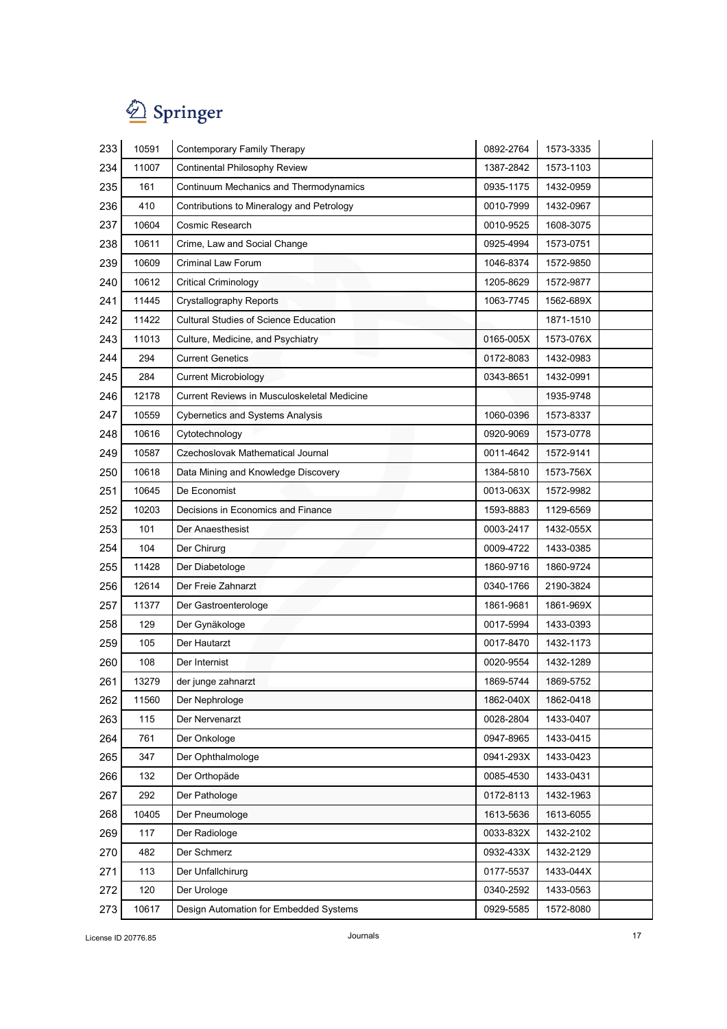| | | | | | |
|---|---|---|---|---|---|
| 233 | 10591 | Contemporary Family Therapy | 0892-2764 | 1573-3335 | |
| 234 | 11007 | Continental Philosophy Review | 1387-2842 | 1573-1103 | |
| 235 | 161 | Continuum Mechanics and Thermodynamics | 0935-1175 | 1432-0959 | |
| 236 | 410 | Contributions to Mineralogy and Petrology | 0010-7999 | 1432-0967 | |
| 237 | 10604 | Cosmic Research | 0010-9525 | 1608-3075 | |
| 238 | 10611 | Crime, Law and Social Change | 0925-4994 | 1573-0751 | |
| 239 | 10609 | Criminal Law Forum | 1046-8374 | 1572-9850 | |
| 240 | 10612 | Critical Criminology | 1205-8629 | 1572-9877 | |
| 241 | 11445 | Crystallography Reports | 1063-7745 | 1562-689X | |
| 242 | 11422 | Cultural Studies of Science Education | | 1871-1510 | |
| 243 | 11013 | Culture, Medicine, and Psychiatry | 0165-005X | 1573-076X | |
| 244 | 294 | Current Genetics | 0172-8083 | 1432-0983 | |
| 245 | 284 | Current Microbiology | 0343-8651 | 1432-0991 | |
| 246 | 12178 | Current Reviews in Musculoskeletal Medicine | | 1935-9748 | |
| 247 | 10559 | Cybernetics and Systems Analysis | 1060-0396 | 1573-8337 | |
| 248 | 10616 | Cytotechnology | 0920-9069 | 1573-0778 | |
| 249 | 10587 | Czechoslovak Mathematical Journal | 0011-4642 | 1572-9141 | |
| 250 | 10618 | Data Mining and Knowledge Discovery | 1384-5810 | 1573-756X | |
| 251 | 10645 | De Economist | 0013-063X | 1572-9982 | |
| 252 | 10203 | Decisions in Economics and Finance | 1593-8883 | 1129-6569 | |
| 253 | 101 | Der Anaesthesist | 0003-2417 | 1432-055X | |
| 254 | 104 | Der Chirurg | 0009-4722 | 1433-0385 | |
| 255 | 11428 | Der Diabetologe | 1860-9716 | 1860-9724 | |
| 256 | 12614 | Der Freie Zahnarzt | 0340-1766 | 2190-3824 | |
| 257 | 11377 | Der Gastroenterologe | 1861-9681 | 1861-969X | |
| 258 | 129 | Der Gynäkologe | 0017-5994 | 1433-0393 | |
| 259 | 105 | Der Hautarzt | 0017-8470 | 1432-1173 | |
| 260 | 108 | Der Internist | 0020-9554 | 1432-1289 | |
| 261 | 13279 | der junge zahnarzt | 1869-5744 | 1869-5752 | |
| 262 | 11560 | Der Nephrologe | 1862-040X | 1862-0418 | |
| 263 | 115 | Der Nervenarzt | 0028-2804 | 1433-0407 | |
| 264 | 761 | Der Onkologe | 0947-8965 | 1433-0415 | |
| 265 | 347 | Der Ophthalmologe | 0941-293X | 1433-0423 | |
| 266 | 132 | Der Orthopäde | 0085-4530 | 1433-0431 | |
| 267 | 292 | Der Pathologe | 0172-8113 | 1432-1963 | |
| 268 | 10405 | Der Pneumologe | 1613-5636 | 1613-6055 | |
| 269 | 117 | Der Radiologe | 0033-832X | 1432-2102 | |
| 270 | 482 | Der Schmerz | 0932-433X | 1432-2129 | |
| 271 | 113 | Der Unfallchirurg | 0177-5537 | 1433-044X | |
| 272 | 120 | Der Urologe | 0340-2592 | 1433-0563 | |
| 273 | 10617 | Design Automation for Embedded Systems | 0929-5585 | 1572-8080 | |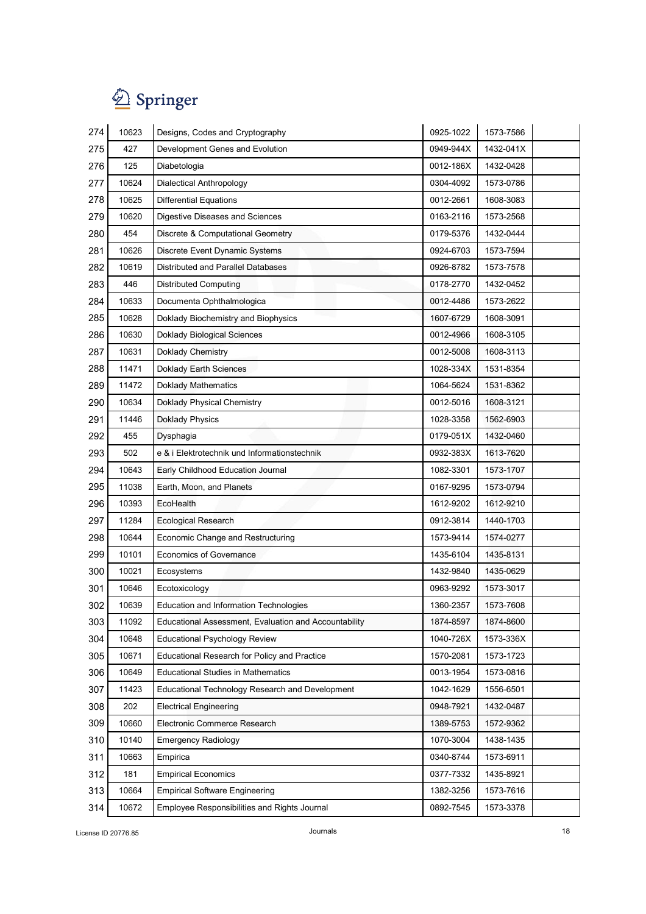| | | | | | |
|---|---|---|---|---|---|
| 274 | 10623 | Designs, Codes and Cryptography | 0925-1022 | 1573-7586 | |
| 275 | 427 | Development Genes and Evolution | 0949-944X | 1432-041X | |
| 276 | 125 | Diabetologia | 0012-186X | 1432-0428 | |
| 277 | 10624 | Dialectical Anthropology | 0304-4092 | 1573-0786 | |
| 278 | 10625 | Differential Equations | 0012-2661 | 1608-3083 | |
| 279 | 10620 | Digestive Diseases and Sciences | 0163-2116 | 1573-2568 | |
| 280 | 454 | Discrete & Computational Geometry | 0179-5376 | 1432-0444 | |
| 281 | 10626 | Discrete Event Dynamic Systems | 0924-6703 | 1573-7594 | |
| 282 | 10619 | Distributed and Parallel Databases | 0926-8782 | 1573-7578 | |
| 283 | 446 | Distributed Computing | 0178-2770 | 1432-0452 | |
| 284 | 10633 | Documenta Ophthalmologica | 0012-4486 | 1573-2622 | |
| 285 | 10628 | Doklady Biochemistry and Biophysics | 1607-6729 | 1608-3091 | |
| 286 | 10630 | Doklady Biological Sciences | 0012-4966 | 1608-3105 | |
| 287 | 10631 | Doklady Chemistry | 0012-5008 | 1608-3113 | |
| 288 | 11471 | Doklady Earth Sciences | 1028-334X | 1531-8354 | |
| 289 | 11472 | Doklady Mathematics | 1064-5624 | 1531-8362 | |
| 290 | 10634 | Doklady Physical Chemistry | 0012-5016 | 1608-3121 | |
| 291 | 11446 | Doklady Physics | 1028-3358 | 1562-6903 | |
| 292 | 455 | Dysphagia | 0179-051X | 1432-0460 | |
| 293 | 502 | e & i Elektrotechnik und Informationstechnik | 0932-383X | 1613-7620 | |
| 294 | 10643 | Early Childhood Education Journal | 1082-3301 | 1573-1707 | |
| 295 | 11038 | Earth, Moon, and Planets | 0167-9295 | 1573-0794 | |
| 296 | 10393 | EcoHealth | 1612-9202 | 1612-9210 | |
| 297 | 11284 | Ecological Research | 0912-3814 | 1440-1703 | |
| 298 | 10644 | Economic Change and Restructuring | 1573-9414 | 1574-0277 | |
| 299 | 10101 | Economics of Governance | 1435-6104 | 1435-8131 | |
| 300 | 10021 | Ecosystems | 1432-9840 | 1435-0629 | |
| 301 | 10646 | Ecotoxicology | 0963-9292 | 1573-3017 | |
| 302 | 10639 | Education and Information Technologies | 1360-2357 | 1573-7608 | |
| 303 | 11092 | Educational Assessment, Evaluation and Accountability | 1874-8597 | 1874-8600 | |
| 304 | 10648 | Educational Psychology Review | 1040-726X | 1573-336X | |
| 305 | 10671 | Educational Research for Policy and Practice | 1570-2081 | 1573-1723 | |
| 306 | 10649 | Educational Studies in Mathematics | 0013-1954 | 1573-0816 | |
| 307 | 11423 | Educational Technology Research and Development | 1042-1629 | 1556-6501 | |
| 308 | 202 | Electrical Engineering | 0948-7921 | 1432-0487 | |
| 309 | 10660 | Electronic Commerce Research | 1389-5753 | 1572-9362 | |
| 310 | 10140 | Emergency Radiology | 1070-3004 | 1438-1435 | |
| 311 | 10663 | Empirica | 0340-8744 | 1573-6911 | |
| 312 | 181 | Empirical Economics | 0377-7332 | 1435-8921 | |
| 313 | 10664 | Empirical Software Engineering | 1382-3256 | 1573-7616 | |
| 314 | 10672 | Employee Responsibilities and Rights Journal | 0892-7545 | 1573-3378 | |

License ID 20776.85 Journals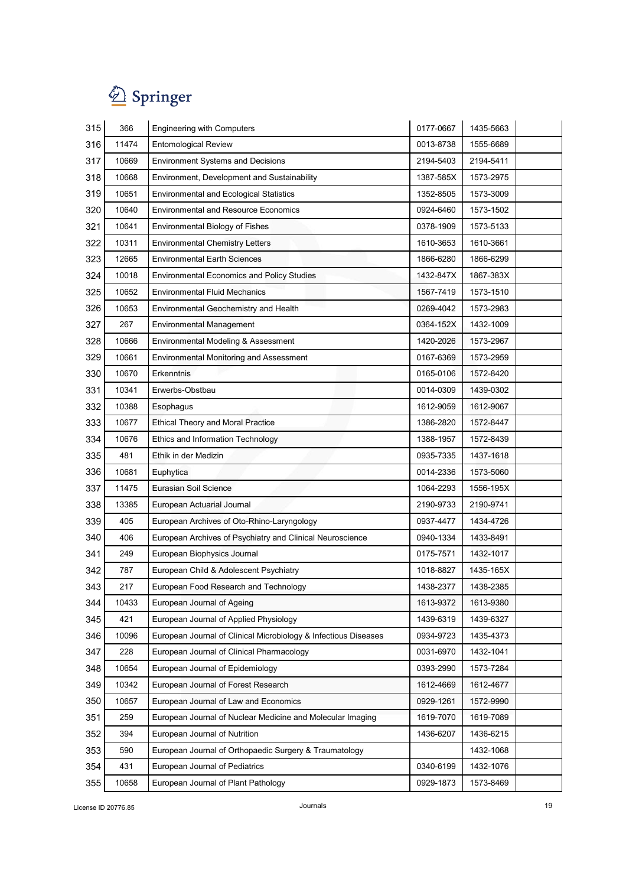| | | | | | |
|---|---|---|---|---|---|
| 315 | 366 | Engineering with Computers | 0177-0667 | 1435-5663 | |
| 316 | 11474 | Entomological Review | 0013-8738 | 1555-6689 | |
| 317 | 10669 | Environment Systems and Decisions | 2194-5403 | 2194-5411 | |
| 318 | 10668 | Environment, Development and Sustainability | 1387-585X | 1573-2975 | |
| 319 | 10651 | Environmental and Ecological Statistics | 1352-8505 | 1573-3009 | |
| 320 | 10640 | Environmental and Resource Economics | 0924-6460 | 1573-1502 | |
| 321 | 10641 | Environmental Biology of Fishes | 0378-1909 | 1573-5133 | |
| 322 | 10311 | Environmental Chemistry Letters | 1610-3653 | 1610-3661 | |
| 323 | 12665 | Environmental Earth Sciences | 1866-6280 | 1866-6299 | |
| 324 | 10018 | Environmental Economics and Policy Studies | 1432-847X | 1867-383X | |
| 325 | 10652 | Environmental Fluid Mechanics | 1567-7419 | 1573-1510 | |
| 326 | 10653 | Environmental Geochemistry and Health | 0269-4042 | 1573-2983 | |
| 327 | 267 | Environmental Management | 0364-152X | 1432-1009 | |
| 328 | 10666 | Environmental Modeling & Assessment | 1420-2026 | 1573-2967 | |
| 329 | 10661 | Environmental Monitoring and Assessment | 0167-6369 | 1573-2959 | |
| 330 | 10670 | Erkenntnis | 0165-0106 | 1572-8420 | |
| 331 | 10341 | Erwerbs-Obstbau | 0014-0309 | 1439-0302 | |
| 332 | 10388 | Esophagus | 1612-9059 | 1612-9067 | |
| 333 | 10677 | Ethical Theory and Moral Practice | 1386-2820 | 1572-8447 | |
| 334 | 10676 | Ethics and Information Technology | 1388-1957 | 1572-8439 | |
| 335 | 481 | Ethik in der Medizin | 0935-7335 | 1437-1618 | |
| 336 | 10681 | Euphytica | 0014-2336 | 1573-5060 | |
| 337 | 11475 | Eurasian Soil Science | 1064-2293 | 1556-195X | |
| 338 | 13385 | European Actuarial Journal | 2190-9733 | 2190-9741 | |
| 339 | 405 | European Archives of Oto-Rhino-Laryngology | 0937-4477 | 1434-4726 | |
| 340 | 406 | European Archives of Psychiatry and Clinical Neuroscience | 0940-1334 | 1433-8491 | |
| 341 | 249 | European Biophysics Journal | 0175-7571 | 1432-1017 | |
| 342 | 787 | European Child & Adolescent Psychiatry | 1018-8827 | 1435-165X | |
| 343 | 217 | European Food Research and Technology | 1438-2377 | 1438-2385 | |
| 344 | 10433 | European Journal of Ageing | 1613-9372 | 1613-9380 | |
| 345 | 421 | European Journal of Applied Physiology | 1439-6319 | 1439-6327 | |
| 346 | 10096 | European Journal of Clinical Microbiology & Infectious Diseases | 0934-9723 | 1435-4373 | |
| 347 | 228 | European Journal of Clinical Pharmacology | 0031-6970 | 1432-1041 | |
| 348 | 10654 | European Journal of Epidemiology | 0393-2990 | 1573-7284 | |
| 349 | 10342 | European Journal of Forest Research | 1612-4669 | 1612-4677 | |
| 350 | 10657 | European Journal of Law and Economics | 0929-1261 | 1572-9990 | |
| 351 | 259 | European Journal of Nuclear Medicine and Molecular Imaging | 1619-7070 | 1619-7089 | |
| 352 | 394 | European Journal of Nutrition | 1436-6207 | 1436-6215 | |
| 353 | 590 | European Journal of Orthopaedic Surgery & Traumatology | | 1432-1068 | |
| 354 | 431 | European Journal of Pediatrics | 0340-6199 | 1432-1076 | |
| 355 | 10658 | European Journal of Plant Pathology | 0929-1873 | 1573-8469 | |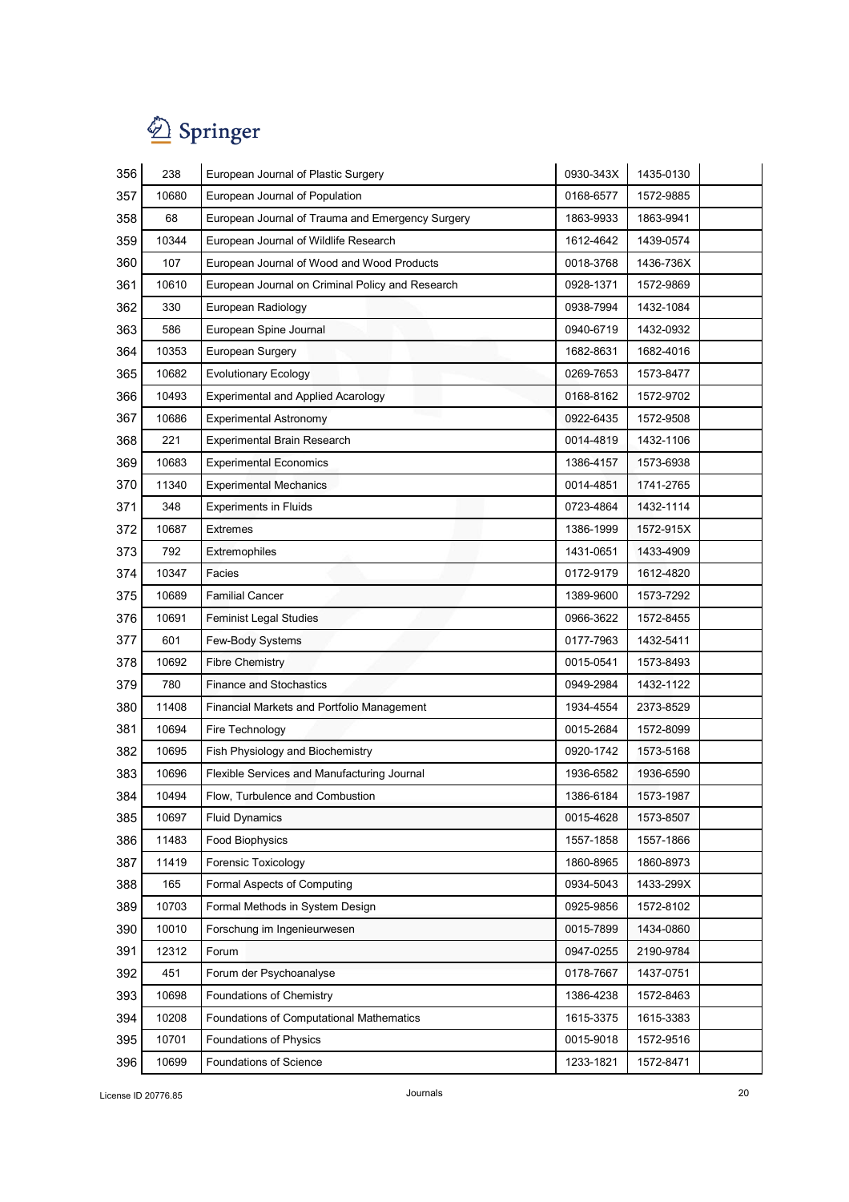| | | | | | |
|---|---|---|---|---|---|
| 356 | 238 | European Journal of Plastic Surgery | 0930-343X | 1435-0130 | |
| 357 | 10680 | European Journal of Population | 0168-6577 | 1572-9885 | |
| 358 | 68 | European Journal of Trauma and Emergency Surgery | 1863-9933 | 1863-9941 | |
| 359 | 10344 | European Journal of Wildlife Research | 1612-4642 | 1439-0574 | |
| 360 | 107 | European Journal of Wood and Wood Products | 0018-3768 | 1436-736X | |
| 361 | 10610 | European Journal on Criminal Policy and Research | 0928-1371 | 1572-9869 | |
| 362 | 330 | European Radiology | 0938-7994 | 1432-1084 | |
| 363 | 586 | European Spine Journal | 0940-6719 | 1432-0932 | |
| 364 | 10353 | European Surgery | 1682-8631 | 1682-4016 | |
| 365 | 10682 | Evolutionary Ecology | 0269-7653 | 1573-8477 | |
| 366 | 10493 | Experimental and Applied Acarology | 0168-8162 | 1572-9702 | |
| 367 | 10686 | Experimental Astronomy | 0922-6435 | 1572-9508 | |
| 368 | 221 | Experimental Brain Research | 0014-4819 | 1432-1106 | |
| 369 | 10683 | Experimental Economics | 1386-4157 | 1573-6938 | |
| 370 | 11340 | Experimental Mechanics | 0014-4851 | 1741-2765 | |
| 371 | 348 | Experiments in Fluids | 0723-4864 | 1432-1114 | |
| 372 | 10687 | Extremes | 1386-1999 | 1572-915X | |
| 373 | 792 | Extremophiles | 1431-0651 | 1433-4909 | |
| 374 | 10347 | Facies | 0172-9179 | 1612-4820 | |
| 375 | 10689 | Familial Cancer | 1389-9600 | 1573-7292 | |
| 376 | 10691 | Feminist Legal Studies | 0966-3622 | 1572-8455 | |
| 377 | 601 | Few-Body Systems | 0177-7963 | 1432-5411 | |
| 378 | 10692 | Fibre Chemistry | 0015-0541 | 1573-8493 | |
| 379 | 780 | Finance and Stochastics | 0949-2984 | 1432-1122 | |
| 380 | 11408 | Financial Markets and Portfolio Management | 1934-4554 | 2373-8529 | |
| 381 | 10694 | Fire Technology | 0015-2684 | 1572-8099 | |
| 382 | 10695 | Fish Physiology and Biochemistry | 0920-1742 | 1573-5168 | |
| 383 | 10696 | Flexible Services and Manufacturing Journal | 1936-6582 | 1936-6590 | |
| 384 | 10494 | Flow, Turbulence and Combustion | 1386-6184 | 1573-1987 | |
| 385 | 10697 | Fluid Dynamics | 0015-4628 | 1573-8507 | |
| 386 | 11483 | Food Biophysics | 1557-1858 | 1557-1866 | |
| 387 | 11419 | Forensic Toxicology | 1860-8965 | 1860-8973 | |
| 388 | 165 | Formal Aspects of Computing | 0934-5043 | 1433-299X | |
| 389 | 10703 | Formal Methods in System Design | 0925-9856 | 1572-8102 | |
| 390 | 10010 | Forschung im Ingenieurwesen | 0015-7899 | 1434-0860 | |
| 391 | 12312 | Forum | 0947-0255 | 2190-9784 | |
| 392 | 451 | Forum der Psychoanalyse | 0178-7667 | 1437-0751 | |
| 393 | 10698 | Foundations of Chemistry | 1386-4238 | 1572-8463 | |
| 394 | 10208 | Foundations of Computational Mathematics | 1615-3375 | 1615-3383 | |
| 395 | 10701 | Foundations of Physics | 0015-9018 | 1572-9516 | |
| 396 | 10699 | Foundations of Science | 1233-1821 | 1572-8471 | |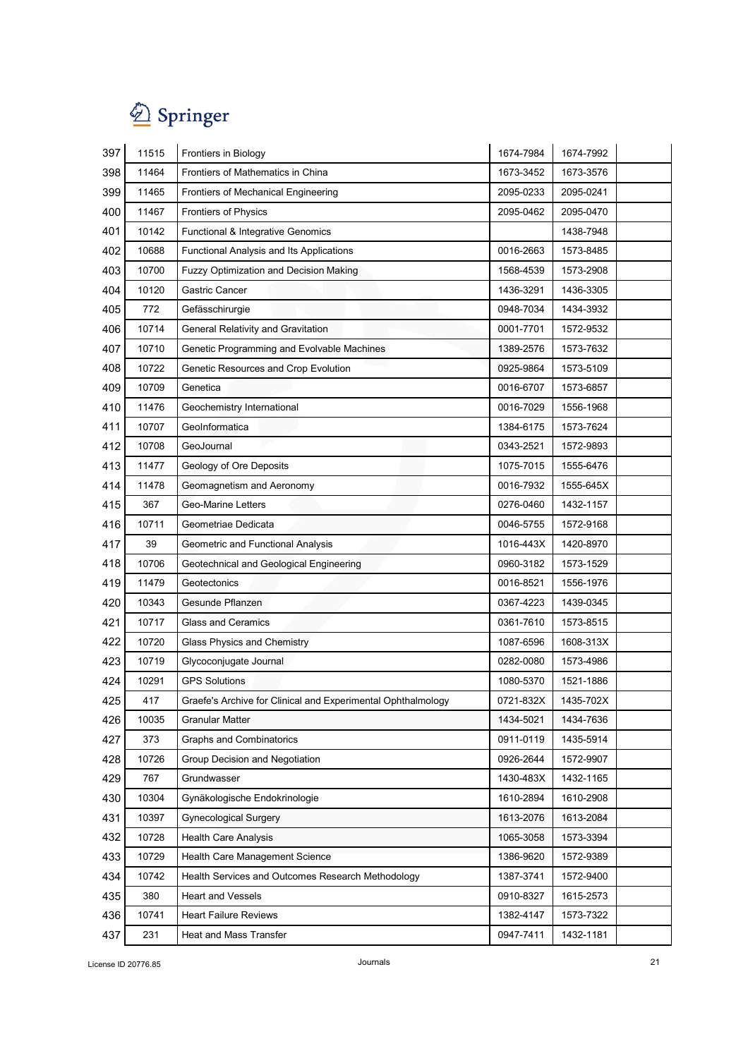| | | | | | |
|---|---|---|---|---|---|
| 397 | 11515 | Frontiers in Biology | 1674-7984 | 1674-7992 | |
| 398 | 11464 | Frontiers of Mathematics in China | 1673-3452 | 1673-3576 | |
| 399 | 11465 | Frontiers of Mechanical Engineering | 2095-0233 | 2095-0241 | |
| 400 | 11467 | Frontiers of Physics | 2095-0462 | 2095-0470 | |
| 401 | 10142 | Functional & Integrative Genomics | | 1438-7948 | |
| 402 | 10688 | Functional Analysis and Its Applications | 0016-2663 | 1573-8485 | |
| 403 | 10700 | Fuzzy Optimization and Decision Making | 1568-4539 | 1573-2908 | |
| 404 | 10120 | Gastric Cancer | 1436-3291 | 1436-3305 | |
| 405 | 772 | Gefässchirurgie | 0948-7034 | 1434-3932 | |
| 406 | 10714 | General Relativity and Gravitation | 0001-7701 | 1572-9532 | |
| 407 | 10710 | Genetic Programming and Evolvable Machines | 1389-2576 | 1573-7632 | |
| 408 | 10722 | Genetic Resources and Crop Evolution | 0925-9864 | 1573-5109 | |
| 409 | 10709 | Genetica | 0016-6707 | 1573-6857 | |
| 410 | 11476 | Geochemistry International | 0016-7029 | 1556-1968 | |
| 411 | 10707 | GeoInformatica | 1384-6175 | 1573-7624 | |
| 412 | 10708 | GeoJournal | 0343-2521 | 1572-9893 | |
| 413 | 11477 | Geology of Ore Deposits | 1075-7015 | 1555-6476 | |
| 414 | 11478 | Geomagnetism and Aeronomy | 0016-7932 | 1555-645X | |
| 415 | 367 | Geo-Marine Letters | 0276-0460 | 1432-1157 | |
| 416 | 10711 | Geometriae Dedicata | 0046-5755 | 1572-9168 | |
| 417 | 39 | Geometric and Functional Analysis | 1016-443X | 1420-8970 | |
| 418 | 10706 | Geotechnical and Geological Engineering | 0960-3182 | 1573-1529 | |
| 419 | 11479 | Geotectonics | 0016-8521 | 1556-1976 | |
| 420 | 10343 | Gesunde Pflanzen | 0367-4223 | 1439-0345 | |
| 421 | 10717 | Glass and Ceramics | 0361-7610 | 1573-8515 | |
| 422 | 10720 | Glass Physics and Chemistry | 1087-6596 | 1608-313X | |
| 423 | 10719 | Glycoconjugate Journal | 0282-0080 | 1573-4986 | |
| 424 | 10291 | GPS Solutions | 1080-5370 | 1521-1886 | |
| 425 | 417 | Graefe's Archive for Clinical and Experimental Ophthalmology | 0721-832X | 1435-702X | |
| 426 | 10035 | Granular Matter | 1434-5021 | 1434-7636 | |
| 427 | 373 | Graphs and Combinatorics | 0911-0119 | 1435-5914 | |
| 428 | 10726 | Group Decision and Negotiation | 0926-2644 | 1572-9907 | |
| 429 | 767 | Grundwasser | 1430-483X | 1432-1165 | |
| 430 | 10304 | Gynäkologische Endokrinologie | 1610-2894 | 1610-2908 | |
| 431 | 10397 | Gynecological Surgery | 1613-2076 | 1613-2084 | |
| 432 | 10728 | Health Care Analysis | 1065-3058 | 1573-3394 | |
| 433 | 10729 | Health Care Management Science | 1386-9620 | 1572-9389 | |
| 434 | 10742 | Health Services and Outcomes Research Methodology | 1387-3741 | 1572-9400 | |
| 435 | 380 | Heart and Vessels | 0910-8327 | 1615-2573 | |
| 436 | 10741 | Heart Failure Reviews | 1382-4147 | 1573-7322 | |
| 437 | 231 | Heat and Mass Transfer | 0947-7411 | 1432-1181 | |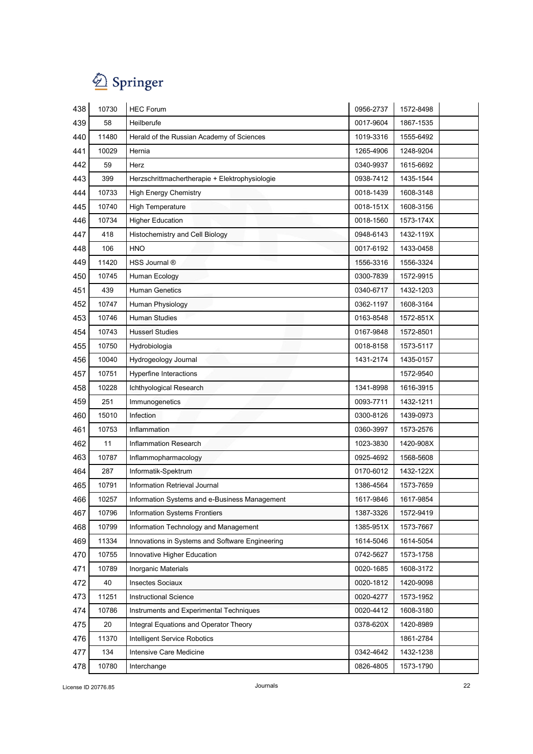| 438 | 10730 | HEC Forum | 0956-2737 | 1572-8498 | |
|---|---|---|---|---|---|
| 439 | 58 | Heilberufe | 0017-9604 | 1867-1535 | |
| 440 | 11480 | Herald of the Russian Academy of Sciences | 1019-3316 | 1555-6492 | |
| 441 | 10029 | Hernia | 1265-4906 | 1248-9204 | |
| 442 | 59 | Herz | 0340-9937 | 1615-6692 | |
| 443 | 399 | Herzschrittmachertherapie + Elektrophysiologie | 0938-7412 | 1435-1544 | |
| 444 | 10733 | High Energy Chemistry | 0018-1439 | 1608-3148 | |
| 445 | 10740 | High Temperature | 0018-151X | 1608-3156 | |
| 446 | 10734 | Higher Education | 0018-1560 | 1573-174X | |
| 447 | 418 | Histochemistry and Cell Biology | 0948-6143 | 1432-119X | |
| 448 | 106 | HNO | 0017-6192 | 1433-0458 | |
| 449 | 11420 | HSS Journal ® | 1556-3316 | 1556-3324 | |
| 450 | 10745 | Human Ecology | 0300-7839 | 1572-9915 | |
| 451 | 439 | Human Genetics | 0340-6717 | 1432-1203 | |
| 452 | 10747 | Human Physiology | 0362-1197 | 1608-3164 | |
| 453 | 10746 | Human Studies | 0163-8548 | 1572-851X | |
| 454 | 10743 | Husserl Studies | 0167-9848 | 1572-8501 | |
| 455 | 10750 | Hydrobiologia | 0018-8158 | 1573-5117 | |
| 456 | 10040 | Hydrogeology Journal | 1431-2174 | 1435-0157 | |
| 457 | 10751 | Hyperfine Interactions | | 1572-9540 | |
| 458 | 10228 | Ichthyological Research | 1341-8998 | 1616-3915 | |
| 459 | 251 | Immunogenetics | 0093-7711 | 1432-1211 | |
| 460 | 15010 | Infection | 0300-8126 | 1439-0973 | |
| 461 | 10753 | Inflammation | 0360-3997 | 1573-2576 | |
| 462 | 11 | Inflammation Research | 1023-3830 | 1420-908X | |
| 463 | 10787 | Inflammopharmacology | 0925-4692 | 1568-5608 | |
| 464 | 287 | Informatik-Spektrum | 0170-6012 | 1432-122X | |
| 465 | 10791 | Information Retrieval Journal | 1386-4564 | 1573-7659 | |
| 466 | 10257 | Information Systems and e-Business Management | 1617-9846 | 1617-9854 | |
| 467 | 10796 | Information Systems Frontiers | 1387-3326 | 1572-9419 | |
| 468 | 10799 | Information Technology and Management | 1385-951X | 1573-7667 | |
| 469 | 11334 | Innovations in Systems and Software Engineering | 1614-5046 | 1614-5054 | |
| 470 | 10755 | Innovative Higher Education | 0742-5627 | 1573-1758 | |
| 471 | 10789 | Inorganic Materials | 0020-1685 | 1608-3172 | |
| 472 | 40 | Insectes Sociaux | 0020-1812 | 1420-9098 | |
| 473 | 11251 | Instructional Science | 0020-4277 | 1573-1952 | |
| 474 | 10786 | Instruments and Experimental Techniques | 0020-4412 | 1608-3180 | |
| 475 | 20 | Integral Equations and Operator Theory | 0378-620X | 1420-8989 | |
| 476 | 11370 | Intelligent Service Robotics | | 1861-2784 | |
| 477 | 134 | Intensive Care Medicine | 0342-4642 | 1432-1238 | |
| 478 | 10780 | Interchange | 0826-4805 | 1573-1790 | |

License ID 20776.85 — Journals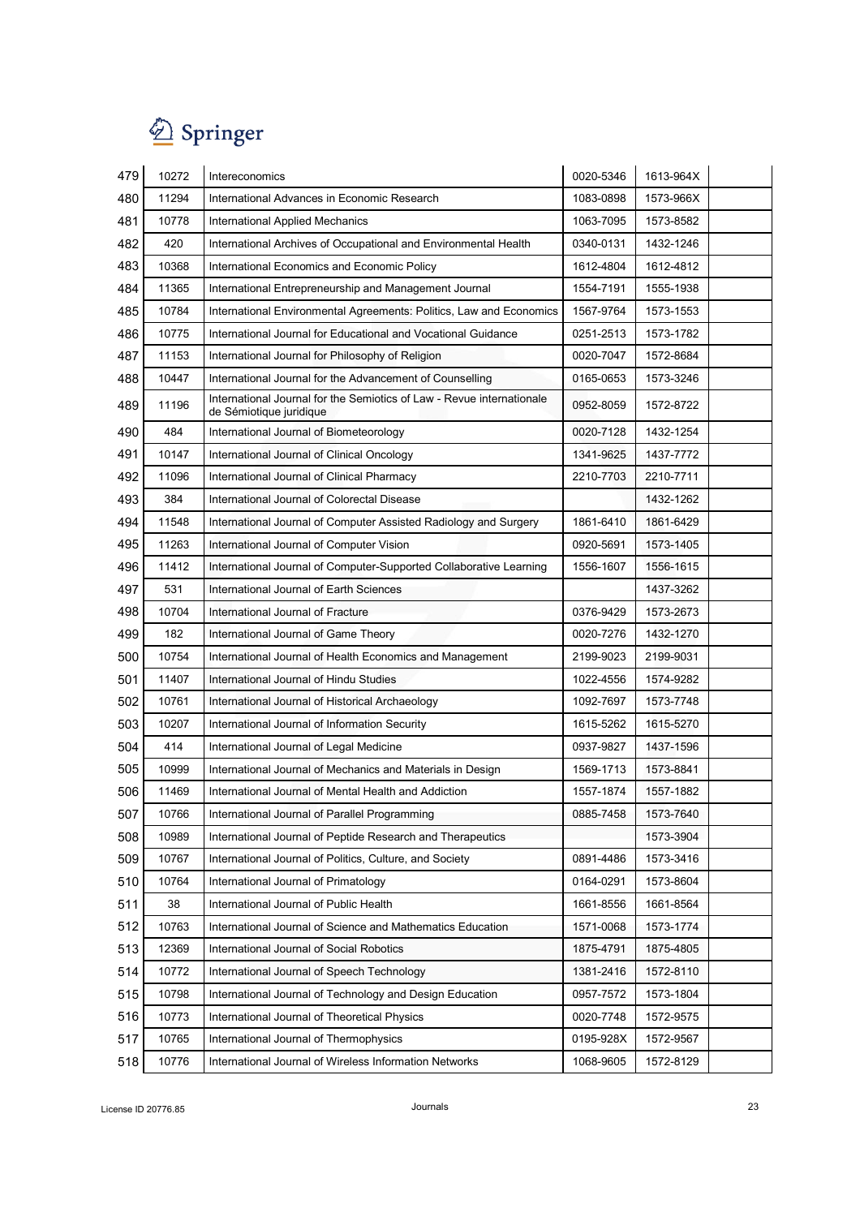| 479 | 10272 | Intereconomics | 0020-5346 | 1613-964X | |
|---|---|---|---|---|---|
| 480 | 11294 | International Advances in Economic Research | 1083-0898 | 1573-966X | |
| 481 | 10778 | International Applied Mechanics | 1063-7095 | 1573-8582 | |
| 482 | 420 | International Archives of Occupational and Environmental Health | 0340-0131 | 1432-1246 | |
| 483 | 10368 | International Economics and Economic Policy | 1612-4804 | 1612-4812 | |
| 484 | 11365 | International Entrepreneurship and Management Journal | 1554-7191 | 1555-1938 | |
| 485 | 10784 | International Environmental Agreements: Politics, Law and Economics | 1567-9764 | 1573-1553 | |
| 486 | 10775 | International Journal for Educational and Vocational Guidance | 0251-2513 | 1573-1782 | |
| 487 | 11153 | International Journal for Philosophy of Religion | 0020-7047 | 1572-8684 | |
| 488 | 10447 | International Journal for the Advancement of Counselling | 0165-0653 | 1573-3246 | |
| 489 | 11196 | International Journal for the Semiotics of Law - Revue internationale de Sémiotique juridique | 0952-8059 | 1572-8722 | |
| 490 | 484 | International Journal of Biometeorology | 0020-7128 | 1432-1254 | |
| 491 | 10147 | International Journal of Clinical Oncology | 1341-9625 | 1437-7772 | |
| 492 | 11096 | International Journal of Clinical Pharmacy | 2210-7703 | 2210-7711 | |
| 493 | 384 | International Journal of Colorectal Disease | | 1432-1262 | |
| 494 | 11548 | International Journal of Computer Assisted Radiology and Surgery | 1861-6410 | 1861-6429 | |
| 495 | 11263 | International Journal of Computer Vision | 0920-5691 | 1573-1405 | |
| 496 | 11412 | International Journal of Computer-Supported Collaborative Learning | 1556-1607 | 1556-1615 | |
| 497 | 531 | International Journal of Earth Sciences | | 1437-3262 | |
| 498 | 10704 | International Journal of Fracture | 0376-9429 | 1573-2673 | |
| 499 | 182 | International Journal of Game Theory | 0020-7276 | 1432-1270 | |
| 500 | 10754 | International Journal of Health Economics and Management | 2199-9023 | 2199-9031 | |
| 501 | 11407 | International Journal of Hindu Studies | 1022-4556 | 1574-9282 | |
| 502 | 10761 | International Journal of Historical Archaeology | 1092-7697 | 1573-7748 | |
| 503 | 10207 | International Journal of Information Security | 1615-5262 | 1615-5270 | |
| 504 | 414 | International Journal of Legal Medicine | 0937-9827 | 1437-1596 | |
| 505 | 10999 | International Journal of Mechanics and Materials in Design | 1569-1713 | 1573-8841 | |
| 506 | 11469 | International Journal of Mental Health and Addiction | 1557-1874 | 1557-1882 | |
| 507 | 10766 | International Journal of Parallel Programming | 0885-7458 | 1573-7640 | |
| 508 | 10989 | International Journal of Peptide Research and Therapeutics | | 1573-3904 | |
| 509 | 10767 | International Journal of Politics, Culture, and Society | 0891-4486 | 1573-3416 | |
| 510 | 10764 | International Journal of Primatology | 0164-0291 | 1573-8604 | |
| 511 | 38 | International Journal of Public Health | 1661-8556 | 1661-8564 | |
| 512 | 10763 | International Journal of Science and Mathematics Education | 1571-0068 | 1573-1774 | |
| 513 | 12369 | International Journal of Social Robotics | 1875-4791 | 1875-4805 | |
| 514 | 10772 | International Journal of Speech Technology | 1381-2416 | 1572-8110 | |
| 515 | 10798 | International Journal of Technology and Design Education | 0957-7572 | 1573-1804 | |
| 516 | 10773 | International Journal of Theoretical Physics | 0020-7748 | 1572-9575 | |
| 517 | 10765 | International Journal of Thermophysics | 0195-928X | 1572-9567 | |
| 518 | 10776 | International Journal of Wireless Information Networks | 1068-9605 | 1572-8129 | |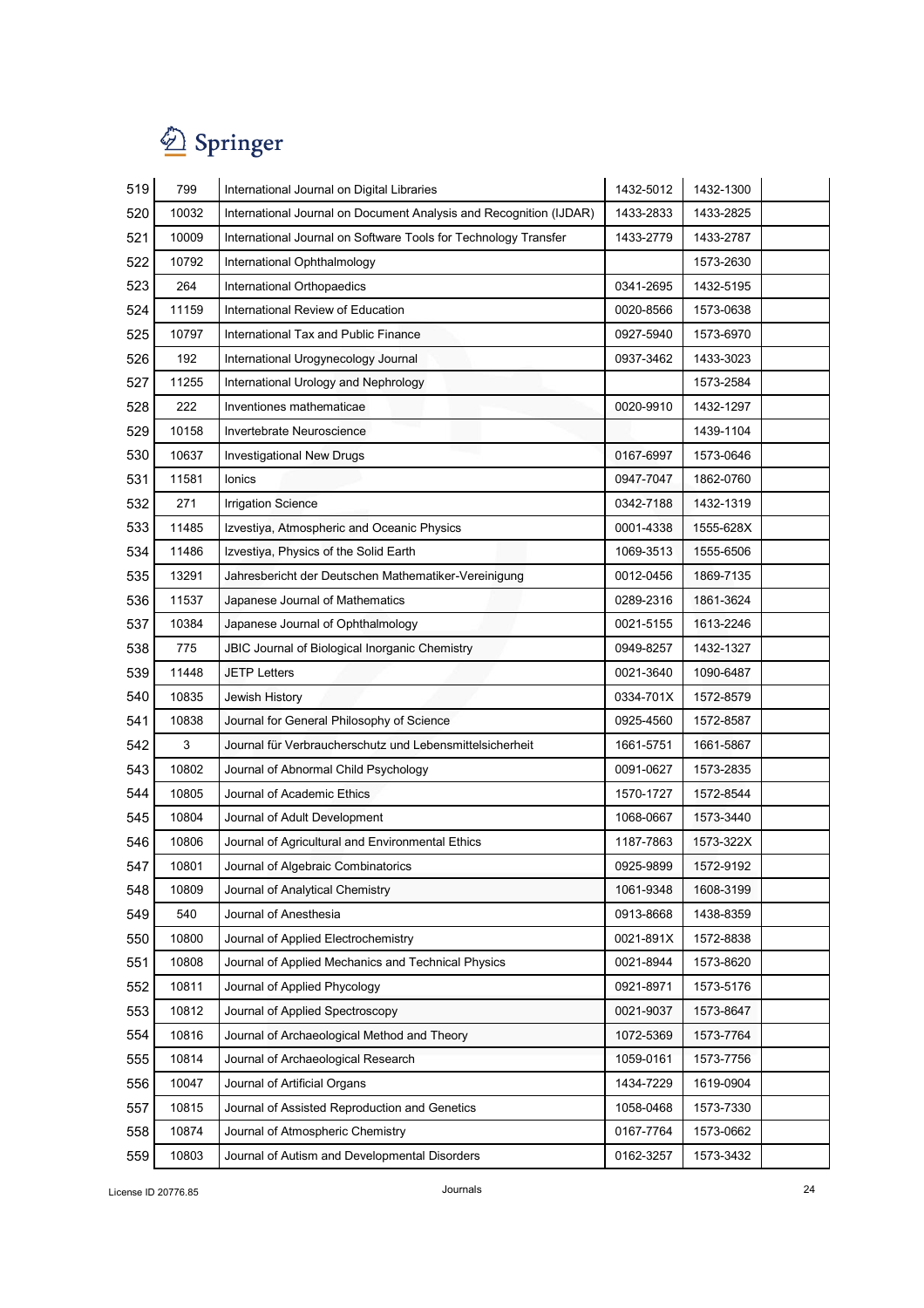| | | | | | |
|---|---|---|---|---|---|
| 519 | 799 | International Journal on Digital Libraries | 1432-5012 | 1432-1300 | |
| 520 | 10032 | International Journal on Document Analysis and Recognition (IJDAR) | 1433-2833 | 1433-2825 | |
| 521 | 10009 | International Journal on Software Tools for Technology Transfer | 1433-2779 | 1433-2787 | |
| 522 | 10792 | International Ophthalmology | | 1573-2630 | |
| 523 | 264 | International Orthopaedics | 0341-2695 | 1432-5195 | |
| 524 | 11159 | International Review of Education | 0020-8566 | 1573-0638 | |
| 525 | 10797 | International Tax and Public Finance | 0927-5940 | 1573-6970 | |
| 526 | 192 | International Urogynecology Journal | 0937-3462 | 1433-3023 | |
| 527 | 11255 | International Urology and Nephrology | | 1573-2584 | |
| 528 | 222 | Inventiones mathematicae | 0020-9910 | 1432-1297 | |
| 529 | 10158 | Invertebrate Neuroscience | | 1439-1104 | |
| 530 | 10637 | Investigational New Drugs | 0167-6997 | 1573-0646 | |
| 531 | 11581 | Ionics | 0947-7047 | 1862-0760 | |
| 532 | 271 | Irrigation Science | 0342-7188 | 1432-1319 | |
| 533 | 11485 | Izvestiya, Atmospheric and Oceanic Physics | 0001-4338 | 1555-628X | |
| 534 | 11486 | Izvestiya, Physics of the Solid Earth | 1069-3513 | 1555-6506 | |
| 535 | 13291 | Jahresbericht der Deutschen Mathematiker-Vereinigung | 0012-0456 | 1869-7135 | |
| 536 | 11537 | Japanese Journal of Mathematics | 0289-2316 | 1861-3624 | |
| 537 | 10384 | Japanese Journal of Ophthalmology | 0021-5155 | 1613-2246 | |
| 538 | 775 | JBIC Journal of Biological Inorganic Chemistry | 0949-8257 | 1432-1327 | |
| 539 | 11448 | JETP Letters | 0021-3640 | 1090-6487 | |
| 540 | 10835 | Jewish History | 0334-701X | 1572-8579 | |
| 541 | 10838 | Journal for General Philosophy of Science | 0925-4560 | 1572-8587 | |
| 542 | 3 | Journal für Verbraucherschutz und Lebensmittelsicherheit | 1661-5751 | 1661-5867 | |
| 543 | 10802 | Journal of Abnormal Child Psychology | 0091-0627 | 1573-2835 | |
| 544 | 10805 | Journal of Academic Ethics | 1570-1727 | 1572-8544 | |
| 545 | 10804 | Journal of Adult Development | 1068-0667 | 1573-3440 | |
| 546 | 10806 | Journal of Agricultural and Environmental Ethics | 1187-7863 | 1573-322X | |
| 547 | 10801 | Journal of Algebraic Combinatorics | 0925-9899 | 1572-9192 | |
| 548 | 10809 | Journal of Analytical Chemistry | 1061-9348 | 1608-3199 | |
| 549 | 540 | Journal of Anesthesia | 0913-8668 | 1438-8359 | |
| 550 | 10800 | Journal of Applied Electrochemistry | 0021-891X | 1572-8838 | |
| 551 | 10808 | Journal of Applied Mechanics and Technical Physics | 0021-8944 | 1573-8620 | |
| 552 | 10811 | Journal of Applied Phycology | 0921-8971 | 1573-5176 | |
| 553 | 10812 | Journal of Applied Spectroscopy | 0021-9037 | 1573-8647 | |
| 554 | 10816 | Journal of Archaeological Method and Theory | 1072-5369 | 1573-7764 | |
| 555 | 10814 | Journal of Archaeological Research | 1059-0161 | 1573-7756 | |
| 556 | 10047 | Journal of Artificial Organs | 1434-7229 | 1619-0904 | |
| 557 | 10815 | Journal of Assisted Reproduction and Genetics | 1058-0468 | 1573-7330 | |
| 558 | 10874 | Journal of Atmospheric Chemistry | 0167-7764 | 1573-0662 | |
| 559 | 10803 | Journal of Autism and Developmental Disorders | 0162-3257 | 1573-3432 | |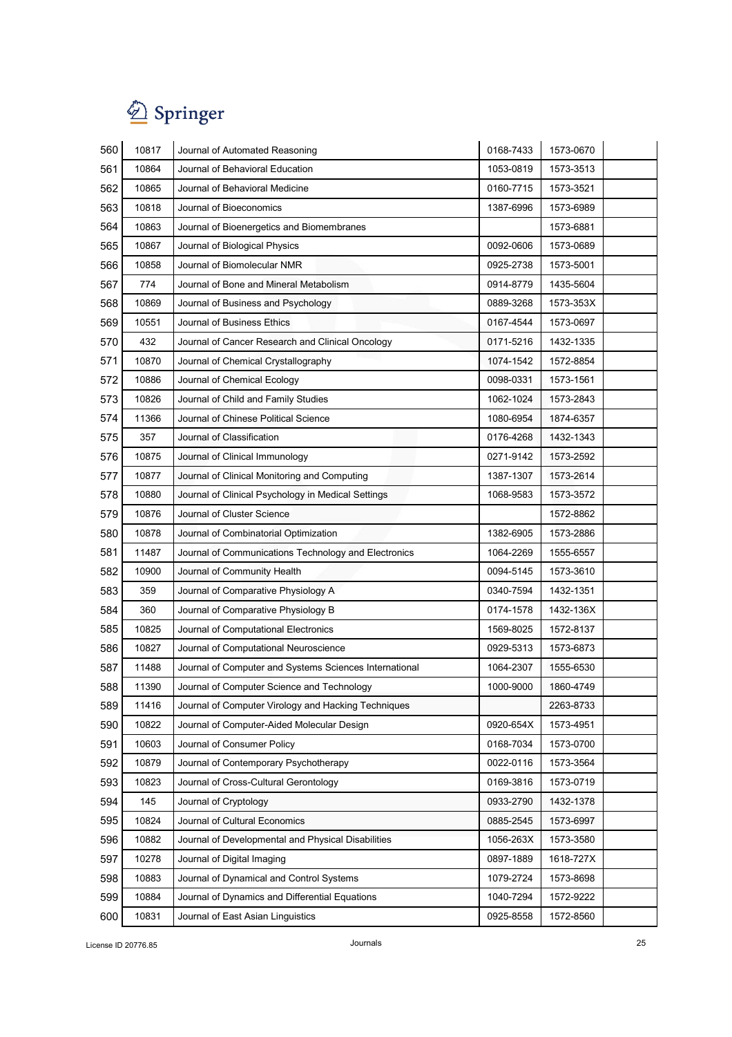| 560 | 10817 | Journal of Automated Reasoning | 0168-7433 | 1573-0670 | |
|---|---|---|---|---|---|
| 561 | 10864 | Journal of Behavioral Education | 1053-0819 | 1573-3513 | |
| 562 | 10865 | Journal of Behavioral Medicine | 0160-7715 | 1573-3521 | |
| 563 | 10818 | Journal of Bioeconomics | 1387-6996 | 1573-6989 | |
| 564 | 10863 | Journal of Bioenergetics and Biomembranes | | 1573-6881 | |
| 565 | 10867 | Journal of Biological Physics | 0092-0606 | 1573-0689 | |
| 566 | 10858 | Journal of Biomolecular NMR | 0925-2738 | 1573-5001 | |
| 567 | 774 | Journal of Bone and Mineral Metabolism | 0914-8779 | 1435-5604 | |
| 568 | 10869 | Journal of Business and Psychology | 0889-3268 | 1573-353X | |
| 569 | 10551 | Journal of Business Ethics | 0167-4544 | 1573-0697 | |
| 570 | 432 | Journal of Cancer Research and Clinical Oncology | 0171-5216 | 1432-1335 | |
| 571 | 10870 | Journal of Chemical Crystallography | 1074-1542 | 1572-8854 | |
| 572 | 10886 | Journal of Chemical Ecology | 0098-0331 | 1573-1561 | |
| 573 | 10826 | Journal of Child and Family Studies | 1062-1024 | 1573-2843 | |
| 574 | 11366 | Journal of Chinese Political Science | 1080-6954 | 1874-6357 | |
| 575 | 357 | Journal of Classification | 0176-4268 | 1432-1343 | |
| 576 | 10875 | Journal of Clinical Immunology | 0271-9142 | 1573-2592 | |
| 577 | 10877 | Journal of Clinical Monitoring and Computing | 1387-1307 | 1573-2614 | |
| 578 | 10880 | Journal of Clinical Psychology in Medical Settings | 1068-9583 | 1573-3572 | |
| 579 | 10876 | Journal of Cluster Science | | 1572-8862 | |
| 580 | 10878 | Journal of Combinatorial Optimization | 1382-6905 | 1573-2886 | |
| 581 | 11487 | Journal of Communications Technology and Electronics | 1064-2269 | 1555-6557 | |
| 582 | 10900 | Journal of Community Health | 0094-5145 | 1573-3610 | |
| 583 | 359 | Journal of Comparative Physiology A | 0340-7594 | 1432-1351 | |
| 584 | 360 | Journal of Comparative Physiology B | 0174-1578 | 1432-136X | |
| 585 | 10825 | Journal of Computational Electronics | 1569-8025 | 1572-8137 | |
| 586 | 10827 | Journal of Computational Neuroscience | 0929-5313 | 1573-6873 | |
| 587 | 11488 | Journal of Computer and Systems Sciences International | 1064-2307 | 1555-6530 | |
| 588 | 11390 | Journal of Computer Science and Technology | 1000-9000 | 1860-4749 | |
| 589 | 11416 | Journal of Computer Virology and Hacking Techniques | | 2263-8733 | |
| 590 | 10822 | Journal of Computer-Aided Molecular Design | 0920-654X | 1573-4951 | |
| 591 | 10603 | Journal of Consumer Policy | 0168-7034 | 1573-0700 | |
| 592 | 10879 | Journal of Contemporary Psychotherapy | 0022-0116 | 1573-3564 | |
| 593 | 10823 | Journal of Cross-Cultural Gerontology | 0169-3816 | 1573-0719 | |
| 594 | 145 | Journal of Cryptology | 0933-2790 | 1432-1378 | |
| 595 | 10824 | Journal of Cultural Economics | 0885-2545 | 1573-6997 | |
| 596 | 10882 | Journal of Developmental and Physical Disabilities | 1056-263X | 1573-3580 | |
| 597 | 10278 | Journal of Digital Imaging | 0897-1889 | 1618-727X | |
| 598 | 10883 | Journal of Dynamical and Control Systems | 1079-2724 | 1573-8698 | |
| 599 | 10884 | Journal of Dynamics and Differential Equations | 1040-7294 | 1572-9222 | |
| 600 | 10831 | Journal of East Asian Linguistics | 0925-8558 | 1572-8560 | |

License ID 20776.85 Journals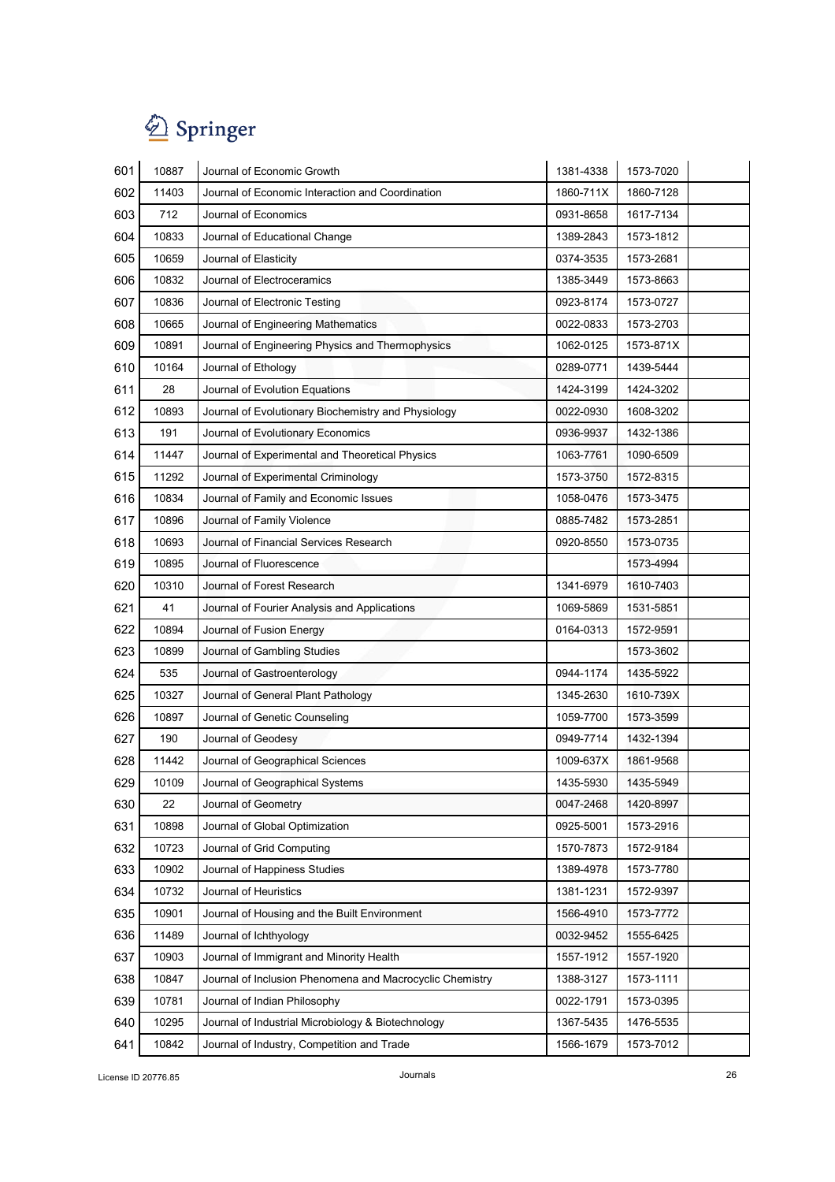| | | | | | |
|---|---|---|---|---|---|
| 601 | 10887 | Journal of Economic Growth | 1381-4338 | 1573-7020 | |
| 602 | 11403 | Journal of Economic Interaction and Coordination | 1860-711X | 1860-7128 | |
| 603 | 712 | Journal of Economics | 0931-8658 | 1617-7134 | |
| 604 | 10833 | Journal of Educational Change | 1389-2843 | 1573-1812 | |
| 605 | 10659 | Journal of Elasticity | 0374-3535 | 1573-2681 | |
| 606 | 10832 | Journal of Electroceramics | 1385-3449 | 1573-8663 | |
| 607 | 10836 | Journal of Electronic Testing | 0923-8174 | 1573-0727 | |
| 608 | 10665 | Journal of Engineering Mathematics | 0022-0833 | 1573-2703 | |
| 609 | 10891 | Journal of Engineering Physics and Thermophysics | 1062-0125 | 1573-871X | |
| 610 | 10164 | Journal of Ethology | 0289-0771 | 1439-5444 | |
| 611 | 28 | Journal of Evolution Equations | 1424-3199 | 1424-3202 | |
| 612 | 10893 | Journal of Evolutionary Biochemistry and Physiology | 0022-0930 | 1608-3202 | |
| 613 | 191 | Journal of Evolutionary Economics | 0936-9937 | 1432-1386 | |
| 614 | 11447 | Journal of Experimental and Theoretical Physics | 1063-7761 | 1090-6509 | |
| 615 | 11292 | Journal of Experimental Criminology | 1573-3750 | 1572-8315 | |
| 616 | 10834 | Journal of Family and Economic Issues | 1058-0476 | 1573-3475 | |
| 617 | 10896 | Journal of Family Violence | 0885-7482 | 1573-2851 | |
| 618 | 10693 | Journal of Financial Services Research | 0920-8550 | 1573-0735 | |
| 619 | 10895 | Journal of Fluorescence | | 1573-4994 | |
| 620 | 10310 | Journal of Forest Research | 1341-6979 | 1610-7403 | |
| 621 | 41 | Journal of Fourier Analysis and Applications | 1069-5869 | 1531-5851 | |
| 622 | 10894 | Journal of Fusion Energy | 0164-0313 | 1572-9591 | |
| 623 | 10899 | Journal of Gambling Studies | | 1573-3602 | |
| 624 | 535 | Journal of Gastroenterology | 0944-1174 | 1435-5922 | |
| 625 | 10327 | Journal of General Plant Pathology | 1345-2630 | 1610-739X | |
| 626 | 10897 | Journal of Genetic Counseling | 1059-7700 | 1573-3599 | |
| 627 | 190 | Journal of Geodesy | 0949-7714 | 1432-1394 | |
| 628 | 11442 | Journal of Geographical Sciences | 1009-637X | 1861-9568 | |
| 629 | 10109 | Journal of Geographical Systems | 1435-5930 | 1435-5949 | |
| 630 | 22 | Journal of Geometry | 0047-2468 | 1420-8997 | |
| 631 | 10898 | Journal of Global Optimization | 0925-5001 | 1573-2916 | |
| 632 | 10723 | Journal of Grid Computing | 1570-7873 | 1572-9184 | |
| 633 | 10902 | Journal of Happiness Studies | 1389-4978 | 1573-7780 | |
| 634 | 10732 | Journal of Heuristics | 1381-1231 | 1572-9397 | |
| 635 | 10901 | Journal of Housing and the Built Environment | 1566-4910 | 1573-7772 | |
| 636 | 11489 | Journal of Ichthyology | 0032-9452 | 1555-6425 | |
| 637 | 10903 | Journal of Immigrant and Minority Health | 1557-1912 | 1557-1920 | |
| 638 | 10847 | Journal of Inclusion Phenomena and Macrocyclic Chemistry | 1388-3127 | 1573-1111 | |
| 639 | 10781 | Journal of Indian Philosophy | 0022-1791 | 1573-0395 | |
| 640 | 10295 | Journal of Industrial Microbiology & Biotechnology | 1367-5435 | 1476-5535 | |
| 641 | 10842 | Journal of Industry, Competition and Trade | 1566-1679 | 1573-7012 | |

License ID 20776.85 Journals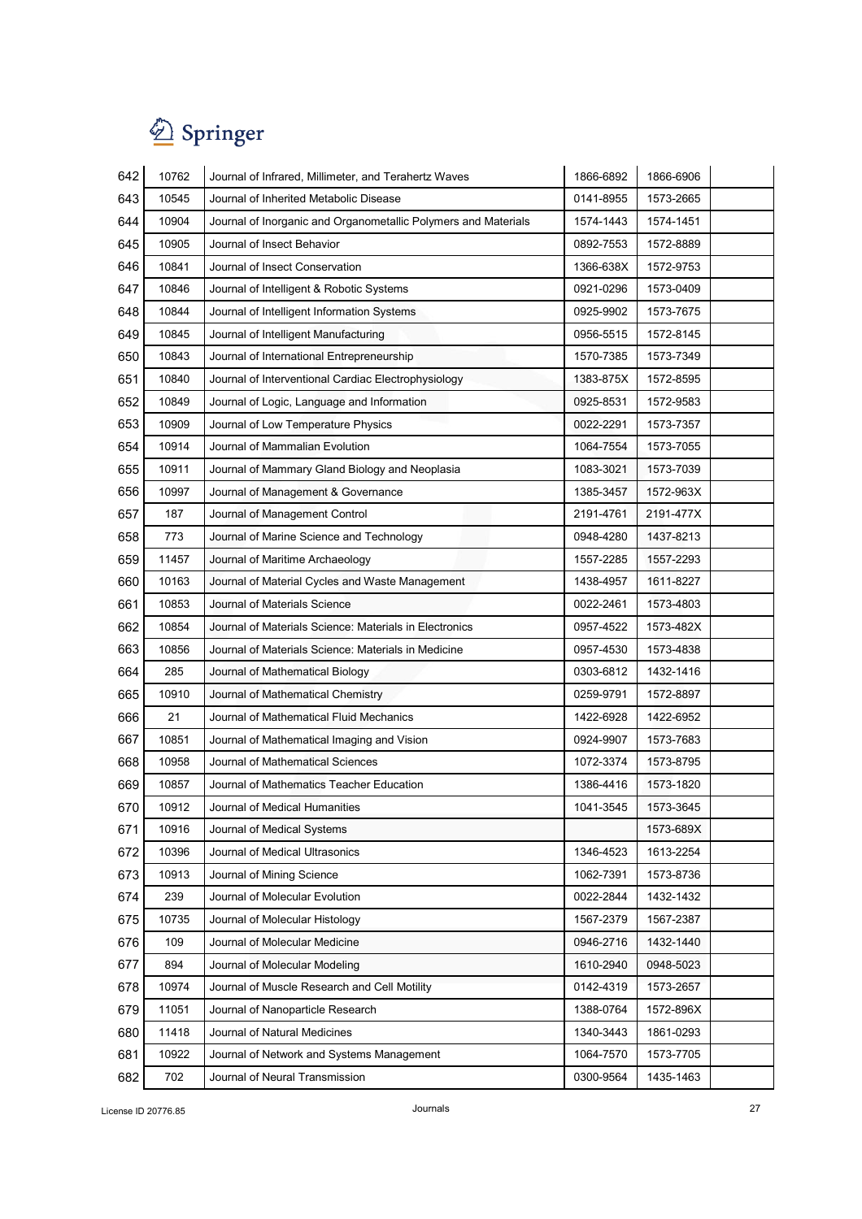| 642 | 10762 | Journal of Infrared, Millimeter, and Terahertz Waves | 1866-6892 | 1866-6906 | |
|---|---|---|---|---|---|
| 643 | 10545 | Journal of Inherited Metabolic Disease | 0141-8955 | 1573-2665 | |
| 644 | 10904 | Journal of Inorganic and Organometallic Polymers and Materials | 1574-1443 | 1574-1451 | |
| 645 | 10905 | Journal of Insect Behavior | 0892-7553 | 1572-8889 | |
| 646 | 10841 | Journal of Insect Conservation | 1366-638X | 1572-9753 | |
| 647 | 10846 | Journal of Intelligent & Robotic Systems | 0921-0296 | 1573-0409 | |
| 648 | 10844 | Journal of Intelligent Information Systems | 0925-9902 | 1573-7675 | |
| 649 | 10845 | Journal of Intelligent Manufacturing | 0956-5515 | 1572-8145 | |
| 650 | 10843 | Journal of International Entrepreneurship | 1570-7385 | 1573-7349 | |
| 651 | 10840 | Journal of Interventional Cardiac Electrophysiology | 1383-875X | 1572-8595 | |
| 652 | 10849 | Journal of Logic, Language and Information | 0925-8531 | 1572-9583 | |
| 653 | 10909 | Journal of Low Temperature Physics | 0022-2291 | 1573-7357 | |
| 654 | 10914 | Journal of Mammalian Evolution | 1064-7554 | 1573-7055 | |
| 655 | 10911 | Journal of Mammary Gland Biology and Neoplasia | 1083-3021 | 1573-7039 | |
| 656 | 10997 | Journal of Management & Governance | 1385-3457 | 1572-963X | |
| 657 | 187 | Journal of Management Control | 2191-4761 | 2191-477X | |
| 658 | 773 | Journal of Marine Science and Technology | 0948-4280 | 1437-8213 | |
| 659 | 11457 | Journal of Maritime Archaeology | 1557-2285 | 1557-2293 | |
| 660 | 10163 | Journal of Material Cycles and Waste Management | 1438-4957 | 1611-8227 | |
| 661 | 10853 | Journal of Materials Science | 0022-2461 | 1573-4803 | |
| 662 | 10854 | Journal of Materials Science: Materials in Electronics | 0957-4522 | 1573-482X | |
| 663 | 10856 | Journal of Materials Science: Materials in Medicine | 0957-4530 | 1573-4838 | |
| 664 | 285 | Journal of Mathematical Biology | 0303-6812 | 1432-1416 | |
| 665 | 10910 | Journal of Mathematical Chemistry | 0259-9791 | 1572-8897 | |
| 666 | 21 | Journal of Mathematical Fluid Mechanics | 1422-6928 | 1422-6952 | |
| 667 | 10851 | Journal of Mathematical Imaging and Vision | 0924-9907 | 1573-7683 | |
| 668 | 10958 | Journal of Mathematical Sciences | 1072-3374 | 1573-8795 | |
| 669 | 10857 | Journal of Mathematics Teacher Education | 1386-4416 | 1573-1820 | |
| 670 | 10912 | Journal of Medical Humanities | 1041-3545 | 1573-3645 | |
| 671 | 10916 | Journal of Medical Systems | | 1573-689X | |
| 672 | 10396 | Journal of Medical Ultrasonics | 1346-4523 | 1613-2254 | |
| 673 | 10913 | Journal of Mining Science | 1062-7391 | 1573-8736 | |
| 674 | 239 | Journal of Molecular Evolution | 0022-2844 | 1432-1432 | |
| 675 | 10735 | Journal of Molecular Histology | 1567-2379 | 1567-2387 | |
| 676 | 109 | Journal of Molecular Medicine | 0946-2716 | 1432-1440 | |
| 677 | 894 | Journal of Molecular Modeling | 1610-2940 | 0948-5023 | |
| 678 | 10974 | Journal of Muscle Research and Cell Motility | 0142-4319 | 1573-2657 | |
| 679 | 11051 | Journal of Nanoparticle Research | 1388-0764 | 1572-896X | |
| 680 | 11418 | Journal of Natural Medicines | 1340-3443 | 1861-0293 | |
| 681 | 10922 | Journal of Network and Systems Management | 1064-7570 | 1573-7705 | |
| 682 | 702 | Journal of Neural Transmission | 0300-9564 | 1435-1463 | |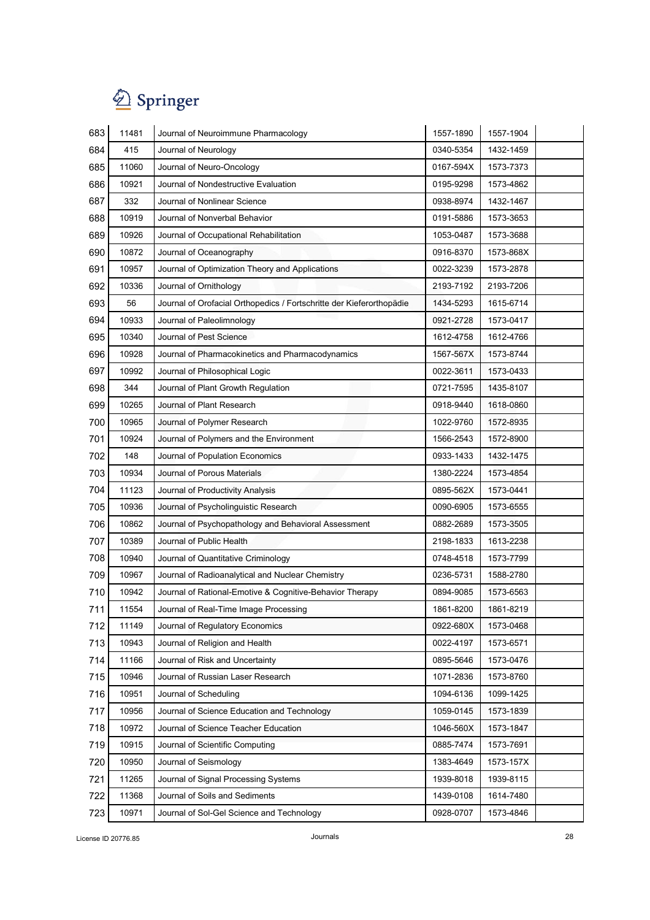| 683 | 11481 | Journal of Neuroimmune Pharmacology | 1557-1890 | 1557-1904 | |
|---|---|---|---|---|---|
| 684 | 415 | Journal of Neurology | 0340-5354 | 1432-1459 | |
| 685 | 11060 | Journal of Neuro-Oncology | 0167-594X | 1573-7373 | |
| 686 | 10921 | Journal of Nondestructive Evaluation | 0195-9298 | 1573-4862 | |
| 687 | 332 | Journal of Nonlinear Science | 0938-8974 | 1432-1467 | |
| 688 | 10919 | Journal of Nonverbal Behavior | 0191-5886 | 1573-3653 | |
| 689 | 10926 | Journal of Occupational Rehabilitation | 1053-0487 | 1573-3688 | |
| 690 | 10872 | Journal of Oceanography | 0916-8370 | 1573-868X | |
| 691 | 10957 | Journal of Optimization Theory and Applications | 0022-3239 | 1573-2878 | |
| 692 | 10336 | Journal of Ornithology | 2193-7192 | 2193-7206 | |
| 693 | 56 | Journal of Orofacial Orthopedics / Fortschritte der Kieferorthopädie | 1434-5293 | 1615-6714 | |
| 694 | 10933 | Journal of Paleolimnology | 0921-2728 | 1573-0417 | |
| 695 | 10340 | Journal of Pest Science | 1612-4758 | 1612-4766 | |
| 696 | 10928 | Journal of Pharmacokinetics and Pharmacodynamics | 1567-567X | 1573-8744 | |
| 697 | 10992 | Journal of Philosophical Logic | 0022-3611 | 1573-0433 | |
| 698 | 344 | Journal of Plant Growth Regulation | 0721-7595 | 1435-8107 | |
| 699 | 10265 | Journal of Plant Research | 0918-9440 | 1618-0860 | |
| 700 | 10965 | Journal of Polymer Research | 1022-9760 | 1572-8935 | |
| 701 | 10924 | Journal of Polymers and the Environment | 1566-2543 | 1572-8900 | |
| 702 | 148 | Journal of Population Economics | 0933-1433 | 1432-1475 | |
| 703 | 10934 | Journal of Porous Materials | 1380-2224 | 1573-4854 | |
| 704 | 11123 | Journal of Productivity Analysis | 0895-562X | 1573-0441 | |
| 705 | 10936 | Journal of Psycholinguistic Research | 0090-6905 | 1573-6555 | |
| 706 | 10862 | Journal of Psychopathology and Behavioral Assessment | 0882-2689 | 1573-3505 | |
| 707 | 10389 | Journal of Public Health | 2198-1833 | 1613-2238 | |
| 708 | 10940 | Journal of Quantitative Criminology | 0748-4518 | 1573-7799 | |
| 709 | 10967 | Journal of Radioanalytical and Nuclear Chemistry | 0236-5731 | 1588-2780 | |
| 710 | 10942 | Journal of Rational-Emotive & Cognitive-Behavior Therapy | 0894-9085 | 1573-6563 | |
| 711 | 11554 | Journal of Real-Time Image Processing | 1861-8200 | 1861-8219 | |
| 712 | 11149 | Journal of Regulatory Economics | 0922-680X | 1573-0468 | |
| 713 | 10943 | Journal of Religion and Health | 0022-4197 | 1573-6571 | |
| 714 | 11166 | Journal of Risk and Uncertainty | 0895-5646 | 1573-0476 | |
| 715 | 10946 | Journal of Russian Laser Research | 1071-2836 | 1573-8760 | |
| 716 | 10951 | Journal of Scheduling | 1094-6136 | 1099-1425 | |
| 717 | 10956 | Journal of Science Education and Technology | 1059-0145 | 1573-1839 | |
| 718 | 10972 | Journal of Science Teacher Education | 1046-560X | 1573-1847 | |
| 719 | 10915 | Journal of Scientific Computing | 0885-7474 | 1573-7691 | |
| 720 | 10950 | Journal of Seismology | 1383-4649 | 1573-157X | |
| 721 | 11265 | Journal of Signal Processing Systems | 1939-8018 | 1939-8115 | |
| 722 | 11368 | Journal of Soils and Sediments | 1439-0108 | 1614-7480 | |
| 723 | 10971 | Journal of Sol-Gel Science and Technology | 0928-0707 | 1573-4846 | |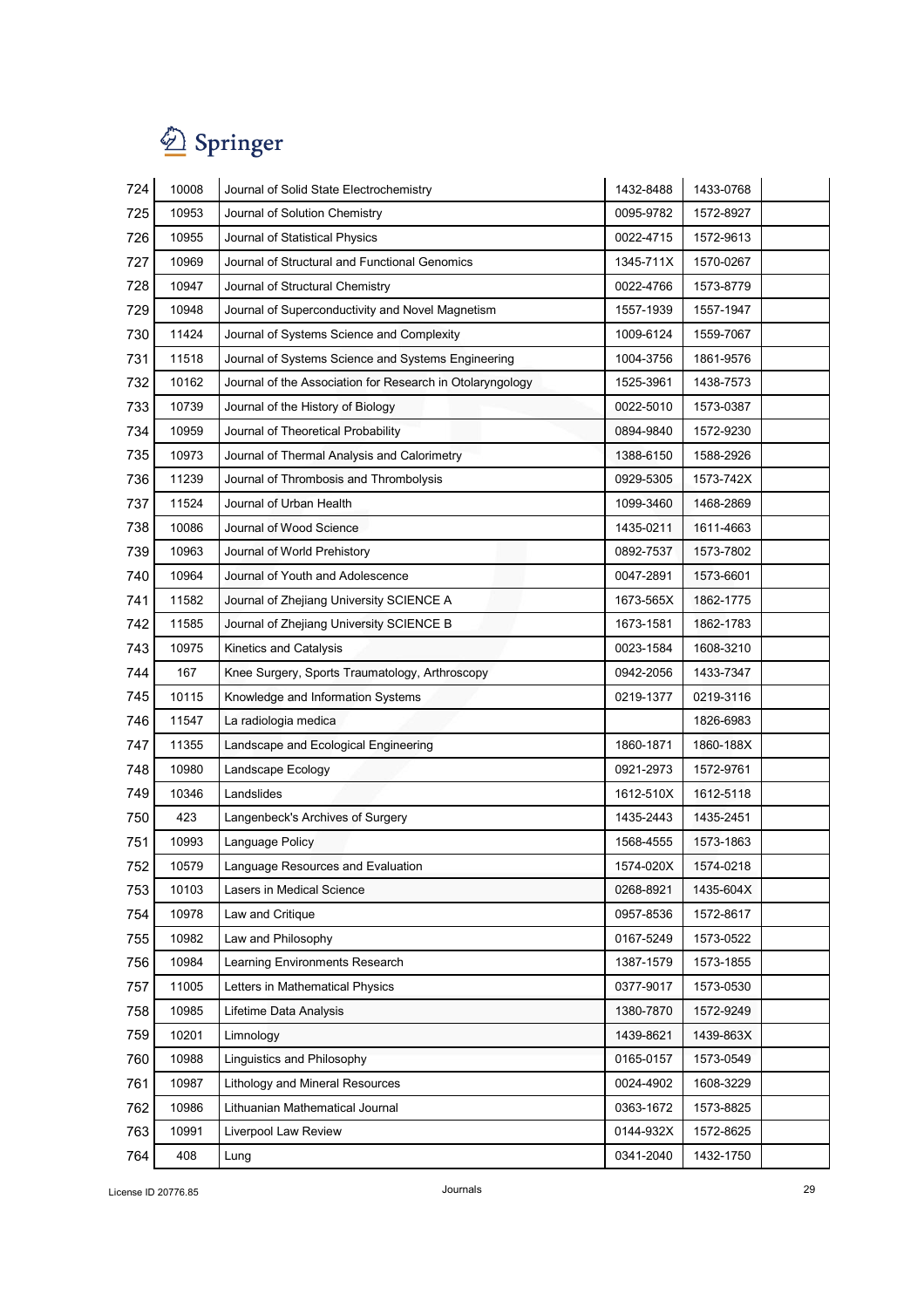| 724 | 10008 | Journal of Solid State Electrochemistry | 1432-8488 | 1433-0768 | |
|---|---|---|---|---|---|
| 725 | 10953 | Journal of Solution Chemistry | 0095-9782 | 1572-8927 | |
| 726 | 10955 | Journal of Statistical Physics | 0022-4715 | 1572-9613 | |
| 727 | 10969 | Journal of Structural and Functional Genomics | 1345-711X | 1570-0267 | |
| 728 | 10947 | Journal of Structural Chemistry | 0022-4766 | 1573-8779 | |
| 729 | 10948 | Journal of Superconductivity and Novel Magnetism | 1557-1939 | 1557-1947 | |
| 730 | 11424 | Journal of Systems Science and Complexity | 1009-6124 | 1559-7067 | |
| 731 | 11518 | Journal of Systems Science and Systems Engineering | 1004-3756 | 1861-9576 | |
| 732 | 10162 | Journal of the Association for Research in Otolaryngology | 1525-3961 | 1438-7573 | |
| 733 | 10739 | Journal of the History of Biology | 0022-5010 | 1573-0387 | |
| 734 | 10959 | Journal of Theoretical Probability | 0894-9840 | 1572-9230 | |
| 735 | 10973 | Journal of Thermal Analysis and Calorimetry | 1388-6150 | 1588-2926 | |
| 736 | 11239 | Journal of Thrombosis and Thrombolysis | 0929-5305 | 1573-742X | |
| 737 | 11524 | Journal of Urban Health | 1099-3460 | 1468-2869 | |
| 738 | 10086 | Journal of Wood Science | 1435-0211 | 1611-4663 | |
| 739 | 10963 | Journal of World Prehistory | 0892-7537 | 1573-7802 | |
| 740 | 10964 | Journal of Youth and Adolescence | 0047-2891 | 1573-6601 | |
| 741 | 11582 | Journal of Zhejiang University SCIENCE A | 1673-565X | 1862-1775 | |
| 742 | 11585 | Journal of Zhejiang University SCIENCE B | 1673-1581 | 1862-1783 | |
| 743 | 10975 | Kinetics and Catalysis | 0023-1584 | 1608-3210 | |
| 744 | 167 | Knee Surgery, Sports Traumatology, Arthroscopy | 0942-2056 | 1433-7347 | |
| 745 | 10115 | Knowledge and Information Systems | 0219-1377 | 0219-3116 | |
| 746 | 11547 | La radiologia medica | | 1826-6983 | |
| 747 | 11355 | Landscape and Ecological Engineering | 1860-1871 | 1860-188X | |
| 748 | 10980 | Landscape Ecology | 0921-2973 | 1572-9761 | |
| 749 | 10346 | Landslides | 1612-510X | 1612-5118 | |
| 750 | 423 | Langenbeck's Archives of Surgery | 1435-2443 | 1435-2451 | |
| 751 | 10993 | Language Policy | 1568-4555 | 1573-1863 | |
| 752 | 10579 | Language Resources and Evaluation | 1574-020X | 1574-0218 | |
| 753 | 10103 | Lasers in Medical Science | 0268-8921 | 1435-604X | |
| 754 | 10978 | Law and Critique | 0957-8536 | 1572-8617 | |
| 755 | 10982 | Law and Philosophy | 0167-5249 | 1573-0522 | |
| 756 | 10984 | Learning Environments Research | 1387-1579 | 1573-1855 | |
| 757 | 11005 | Letters in Mathematical Physics | 0377-9017 | 1573-0530 | |
| 758 | 10985 | Lifetime Data Analysis | 1380-7870 | 1572-9249 | |
| 759 | 10201 | Limnology | 1439-8621 | 1439-863X | |
| 760 | 10988 | Linguistics and Philosophy | 0165-0157 | 1573-0549 | |
| 761 | 10987 | Lithology and Mineral Resources | 0024-4902 | 1608-3229 | |
| 762 | 10986 | Lithuanian Mathematical Journal | 0363-1672 | 1573-8825 | |
| 763 | 10991 | Liverpool Law Review | 0144-932X | 1572-8625 | |
| 764 | 408 | Lung | 0341-2040 | 1432-1750 | |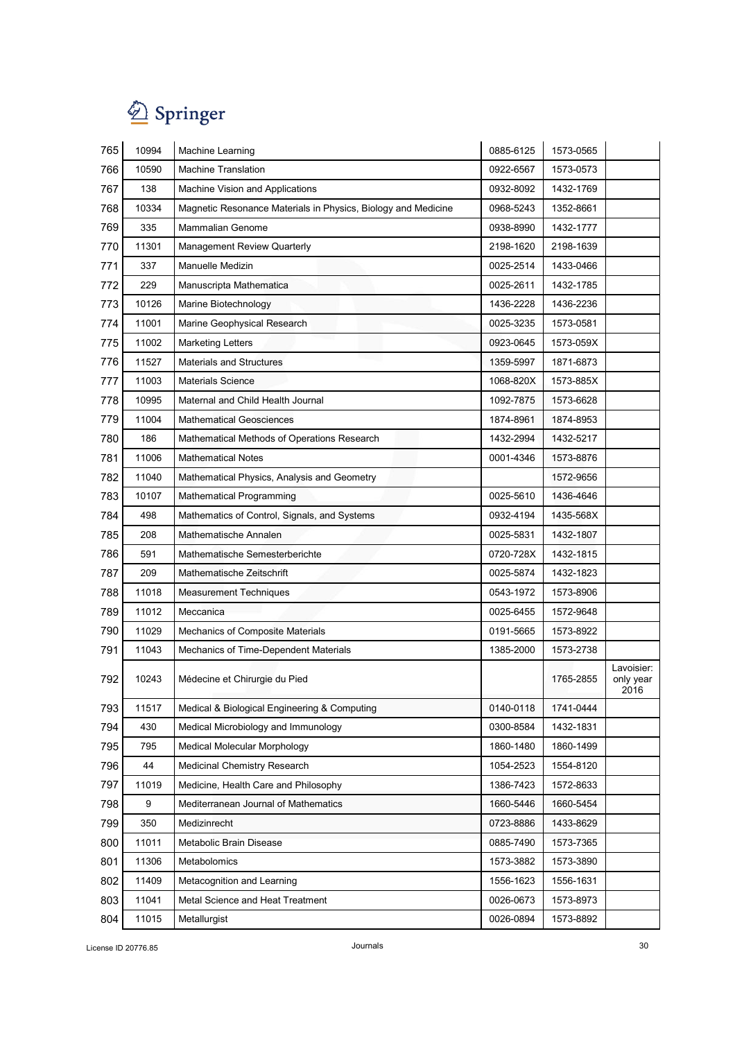| | | | | | |
|---|---|---|---|---|---|
| 765 | 10994 | Machine Learning | 0885-6125 | 1573-0565 | |
| 766 | 10590 | Machine Translation | 0922-6567 | 1573-0573 | |
| 767 | 138 | Machine Vision and Applications | 0932-8092 | 1432-1769 | |
| 768 | 10334 | Magnetic Resonance Materials in Physics, Biology and Medicine | 0968-5243 | 1352-8661 | |
| 769 | 335 | Mammalian Genome | 0938-8990 | 1432-1777 | |
| 770 | 11301 | Management Review Quarterly | 2198-1620 | 2198-1639 | |
| 771 | 337 | Manuelle Medizin | 0025-2514 | 1433-0466 | |
| 772 | 229 | Manuscripta Mathematica | 0025-2611 | 1432-1785 | |
| 773 | 10126 | Marine Biotechnology | 1436-2228 | 1436-2236 | |
| 774 | 11001 | Marine Geophysical Research | 0025-3235 | 1573-0581 | |
| 775 | 11002 | Marketing Letters | 0923-0645 | 1573-059X | |
| 776 | 11527 | Materials and Structures | 1359-5997 | 1871-6873 | |
| 777 | 11003 | Materials Science | 1068-820X | 1573-885X | |
| 778 | 10995 | Maternal and Child Health Journal | 1092-7875 | 1573-6628 | |
| 779 | 11004 | Mathematical Geosciences | 1874-8961 | 1874-8953 | |
| 780 | 186 | Mathematical Methods of Operations Research | 1432-2994 | 1432-5217 | |
| 781 | 11006 | Mathematical Notes | 0001-4346 | 1573-8876 | |
| 782 | 11040 | Mathematical Physics, Analysis and Geometry | | 1572-9656 | |
| 783 | 10107 | Mathematical Programming | 0025-5610 | 1436-4646 | |
| 784 | 498 | Mathematics of Control, Signals, and Systems | 0932-4194 | 1435-568X | |
| 785 | 208 | Mathematische Annalen | 0025-5831 | 1432-1807 | |
| 786 | 591 | Mathematische Semesterberichte | 0720-728X | 1432-1815 | |
| 787 | 209 | Mathematische Zeitschrift | 0025-5874 | 1432-1823 | |
| 788 | 11018 | Measurement Techniques | 0543-1972 | 1573-8906 | |
| 789 | 11012 | Meccanica | 0025-6455 | 1572-9648 | |
| 790 | 11029 | Mechanics of Composite Materials | 0191-5665 | 1573-8922 | |
| 791 | 11043 | Mechanics of Time-Dependent Materials | 1385-2000 | 1573-2738 | |
| 792 | 10243 | Médecine et Chirurgie du Pied | | 1765-2855 | Lavoisier: only year 2016 |
| 793 | 11517 | Medical & Biological Engineering & Computing | 0140-0118 | 1741-0444 | |
| 794 | 430 | Medical Microbiology and Immunology | 0300-8584 | 1432-1831 | |
| 795 | 795 | Medical Molecular Morphology | 1860-1480 | 1860-1499 | |
| 796 | 44 | Medicinal Chemistry Research | 1054-2523 | 1554-8120 | |
| 797 | 11019 | Medicine, Health Care and Philosophy | 1386-7423 | 1572-8633 | |
| 798 | 9 | Mediterranean Journal of Mathematics | 1660-5446 | 1660-5454 | |
| 799 | 350 | Medizinrecht | 0723-8886 | 1433-8629 | |
| 800 | 11011 | Metabolic Brain Disease | 0885-7490 | 1573-7365 | |
| 801 | 11306 | Metabolomics | 1573-3882 | 1573-3890 | |
| 802 | 11409 | Metacognition and Learning | 1556-1623 | 1556-1631 | |
| 803 | 11041 | Metal Science and Heat Treatment | 0026-0673 | 1573-8973 | |
| 804 | 11015 | Metallurgist | 0026-0894 | 1573-8892 | |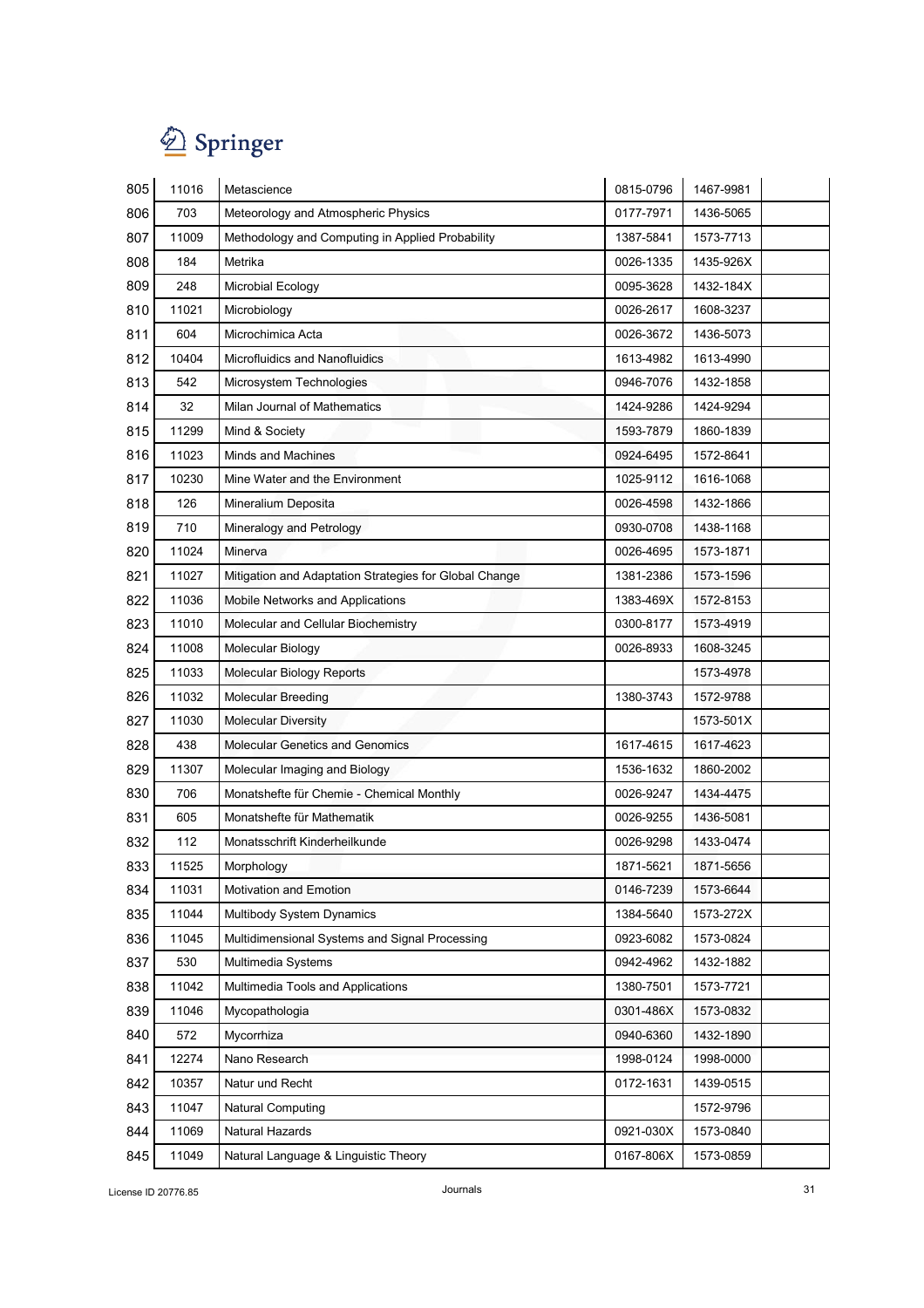| | | | | | |
|---|---|---|---|---|---|
| 805 | 11016 | Metascience | 0815-0796 | 1467-9981 | |
| 806 | 703 | Meteorology and Atmospheric Physics | 0177-7971 | 1436-5065 | |
| 807 | 11009 | Methodology and Computing in Applied Probability | 1387-5841 | 1573-7713 | |
| 808 | 184 | Metrika | 0026-1335 | 1435-926X | |
| 809 | 248 | Microbial Ecology | 0095-3628 | 1432-184X | |
| 810 | 11021 | Microbiology | 0026-2617 | 1608-3237 | |
| 811 | 604 | Microchimica Acta | 0026-3672 | 1436-5073 | |
| 812 | 10404 | Microfluidics and Nanofluidics | 1613-4982 | 1613-4990 | |
| 813 | 542 | Microsystem Technologies | 0946-7076 | 1432-1858 | |
| 814 | 32 | Milan Journal of Mathematics | 1424-9286 | 1424-9294 | |
| 815 | 11299 | Mind & Society | 1593-7879 | 1860-1839 | |
| 816 | 11023 | Minds and Machines | 0924-6495 | 1572-8641 | |
| 817 | 10230 | Mine Water and the Environment | 1025-9112 | 1616-1068 | |
| 818 | 126 | Mineralium Deposita | 0026-4598 | 1432-1866 | |
| 819 | 710 | Mineralogy and Petrology | 0930-0708 | 1438-1168 | |
| 820 | 11024 | Minerva | 0026-4695 | 1573-1871 | |
| 821 | 11027 | Mitigation and Adaptation Strategies for Global Change | 1381-2386 | 1573-1596 | |
| 822 | 11036 | Mobile Networks and Applications | 1383-469X | 1572-8153 | |
| 823 | 11010 | Molecular and Cellular Biochemistry | 0300-8177 | 1573-4919 | |
| 824 | 11008 | Molecular Biology | 0026-8933 | 1608-3245 | |
| 825 | 11033 | Molecular Biology Reports | | 1573-4978 | |
| 826 | 11032 | Molecular Breeding | 1380-3743 | 1572-9788 | |
| 827 | 11030 | Molecular Diversity | | 1573-501X | |
| 828 | 438 | Molecular Genetics and Genomics | 1617-4615 | 1617-4623 | |
| 829 | 11307 | Molecular Imaging and Biology | 1536-1632 | 1860-2002 | |
| 830 | 706 | Monatshefte für Chemie - Chemical Monthly | 0026-9247 | 1434-4475 | |
| 831 | 605 | Monatshefte für Mathematik | 0026-9255 | 1436-5081 | |
| 832 | 112 | Monatsschrift Kinderheilkunde | 0026-9298 | 1433-0474 | |
| 833 | 11525 | Morphology | 1871-5621 | 1871-5656 | |
| 834 | 11031 | Motivation and Emotion | 0146-7239 | 1573-6644 | |
| 835 | 11044 | Multibody System Dynamics | 1384-5640 | 1573-272X | |
| 836 | 11045 | Multidimensional Systems and Signal Processing | 0923-6082 | 1573-0824 | |
| 837 | 530 | Multimedia Systems | 0942-4962 | 1432-1882 | |
| 838 | 11042 | Multimedia Tools and Applications | 1380-7501 | 1573-7721 | |
| 839 | 11046 | Mycopathologia | 0301-486X | 1573-0832 | |
| 840 | 572 | Mycorrhiza | 0940-6360 | 1432-1890 | |
| 841 | 12274 | Nano Research | 1998-0124 | 1998-0000 | |
| 842 | 10357 | Natur und Recht | 0172-1631 | 1439-0515 | |
| 843 | 11047 | Natural Computing | | 1572-9796 | |
| 844 | 11069 | Natural Hazards | 0921-030X | 1573-0840 | |
| 845 | 11049 | Natural Language & Linguistic Theory | 0167-806X | 1573-0859 | |

License ID 20776.85 — Journals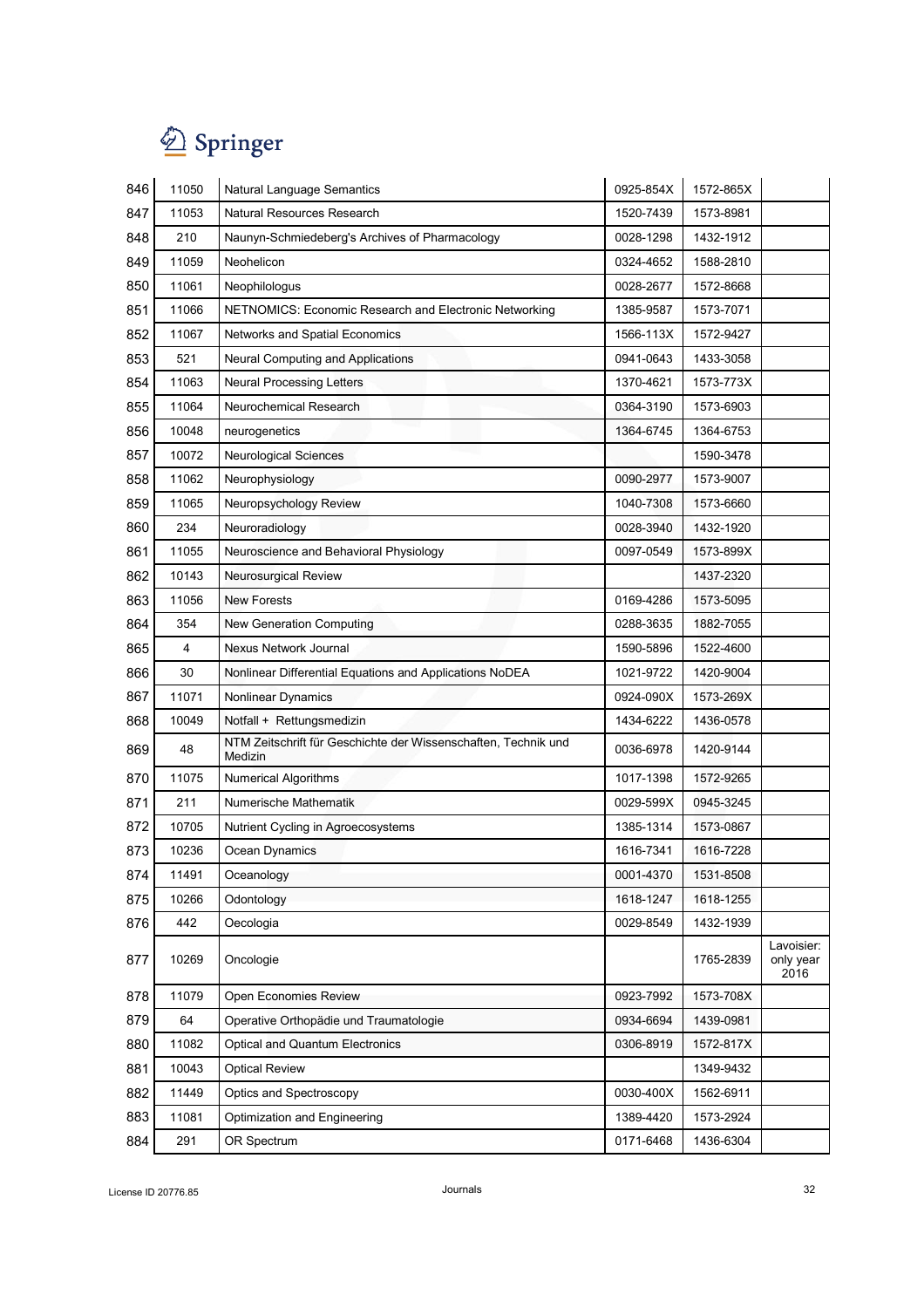| | | | | | |
|---|---|---|---|---|---|
| 846 | 11050 | Natural Language Semantics | 0925-854X | 1572-865X | |
| 847 | 11053 | Natural Resources Research | 1520-7439 | 1573-8981 | |
| 848 | 210 | Naunyn-Schmiedeberg's Archives of Pharmacology | 0028-1298 | 1432-1912 | |
| 849 | 11059 | Neohelicon | 0324-4652 | 1588-2810 | |
| 850 | 11061 | Neophilologus | 0028-2677 | 1572-8668 | |
| 851 | 11066 | NETNOMICS: Economic Research and Electronic Networking | 1385-9587 | 1573-7071 | |
| 852 | 11067 | Networks and Spatial Economics | 1566-113X | 1572-9427 | |
| 853 | 521 | Neural Computing and Applications | 0941-0643 | 1433-3058 | |
| 854 | 11063 | Neural Processing Letters | 1370-4621 | 1573-773X | |
| 855 | 11064 | Neurochemical Research | 0364-3190 | 1573-6903 | |
| 856 | 10048 | neurogenetics | 1364-6745 | 1364-6753 | |
| 857 | 10072 | Neurological Sciences | | 1590-3478 | |
| 858 | 11062 | Neurophysiology | 0090-2977 | 1573-9007 | |
| 859 | 11065 | Neuropsychology Review | 1040-7308 | 1573-6660 | |
| 860 | 234 | Neuroradiology | 0028-3940 | 1432-1920 | |
| 861 | 11055 | Neuroscience and Behavioral Physiology | 0097-0549 | 1573-899X | |
| 862 | 10143 | Neurosurgical Review | | 1437-2320 | |
| 863 | 11056 | New Forests | 0169-4286 | 1573-5095 | |
| 864 | 354 | New Generation Computing | 0288-3635 | 1882-7055 | |
| 865 | 4 | Nexus Network Journal | 1590-5896 | 1522-4600 | |
| 866 | 30 | Nonlinear Differential Equations and Applications NoDEA | 1021-9722 | 1420-9004 | |
| 867 | 11071 | Nonlinear Dynamics | 0924-090X | 1573-269X | |
| 868 | 10049 | Notfall + Rettungsmedizin | 1434-6222 | 1436-0578 | |
| 869 | 48 | NTM Zeitschrift für Geschichte der Wissenschaften, Technik und Medizin | 0036-6978 | 1420-9144 | |
| 870 | 11075 | Numerical Algorithms | 1017-1398 | 1572-9265 | |
| 871 | 211 | Numerische Mathematik | 0029-599X | 0945-3245 | |
| 872 | 10705 | Nutrient Cycling in Agroecosystems | 1385-1314 | 1573-0867 | |
| 873 | 10236 | Ocean Dynamics | 1616-7341 | 1616-7228 | |
| 874 | 11491 | Oceanology | 0001-4370 | 1531-8508 | |
| 875 | 10266 | Odontology | 1618-1247 | 1618-1255 | |
| 876 | 442 | Oecologia | 0029-8549 | 1432-1939 | |
| 877 | 10269 | Oncologie | | 1765-2839 | Lavoisier: only year 2016 |
| 878 | 11079 | Open Economies Review | 0923-7992 | 1573-708X | |
| 879 | 64 | Operative Orthopädie und Traumatologie | 0934-6694 | 1439-0981 | |
| 880 | 11082 | Optical and Quantum Electronics | 0306-8919 | 1572-817X | |
| 881 | 10043 | Optical Review | | 1349-9432 | |
| 882 | 11449 | Optics and Spectroscopy | 0030-400X | 1562-6911 | |
| 883 | 11081 | Optimization and Engineering | 1389-4420 | 1573-2924 | |
| 884 | 291 | OR Spectrum | 0171-6468 | 1436-6304 | |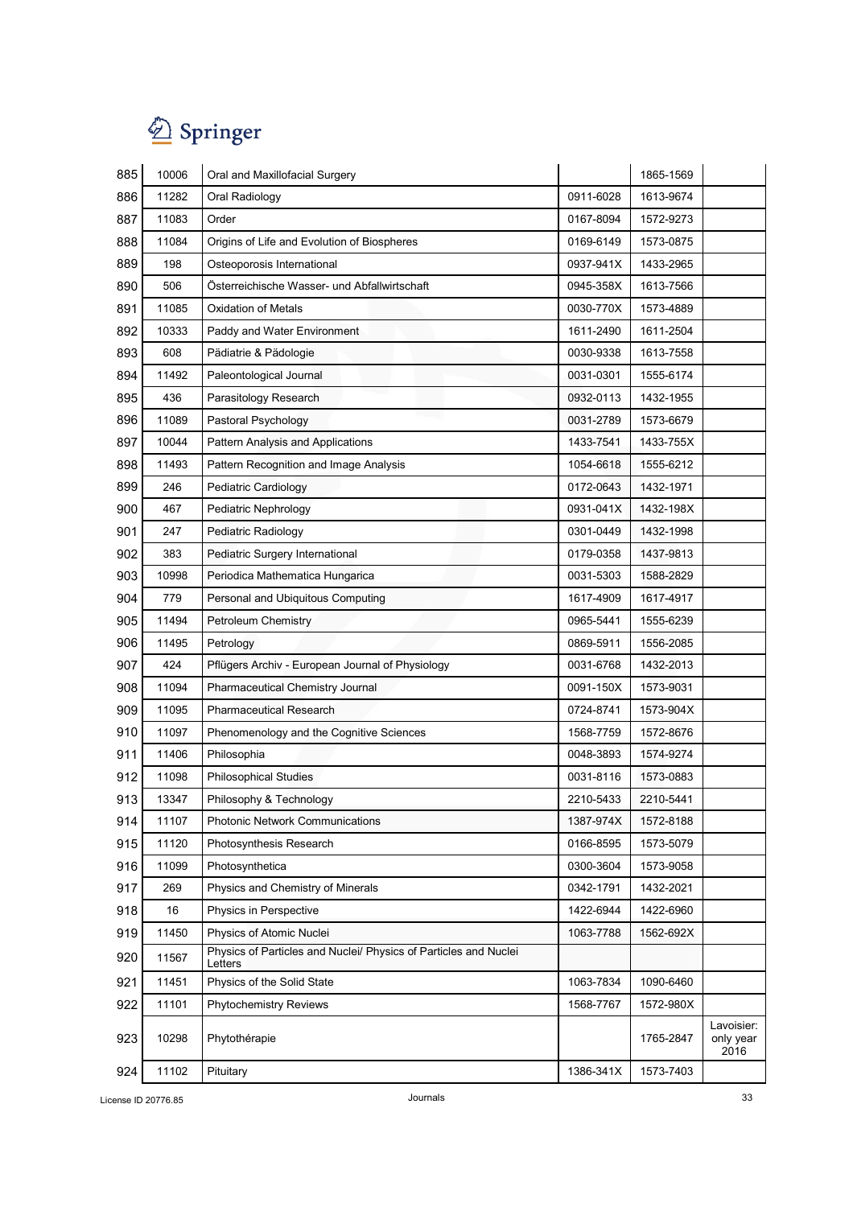| 885 | 10006 | Oral and Maxillofacial Surgery | | 1865-1569 | |
|---|---|---|---|---|---|
| 886 | 11282 | Oral Radiology | 0911-6028 | 1613-9674 | |
| 887 | 11083 | Order | 0167-8094 | 1572-9273 | |
| 888 | 11084 | Origins of Life and Evolution of Biospheres | 0169-6149 | 1573-0875 | |
| 889 | 198 | Osteoporosis International | 0937-941X | 1433-2965 | |
| 890 | 506 | Österreichische Wasser- und Abfallwirtschaft | 0945-358X | 1613-7566 | |
| 891 | 11085 | Oxidation of Metals | 0030-770X | 1573-4889 | |
| 892 | 10333 | Paddy and Water Environment | 1611-2490 | 1611-2504 | |
| 893 | 608 | Pädiatrie & Pädologie | 0030-9338 | 1613-7558 | |
| 894 | 11492 | Paleontological Journal | 0031-0301 | 1555-6174 | |
| 895 | 436 | Parasitology Research | 0932-0113 | 1432-1955 | |
| 896 | 11089 | Pastoral Psychology | 0031-2789 | 1573-6679 | |
| 897 | 10044 | Pattern Analysis and Applications | 1433-7541 | 1433-755X | |
| 898 | 11493 | Pattern Recognition and Image Analysis | 1054-6618 | 1555-6212 | |
| 899 | 246 | Pediatric Cardiology | 0172-0643 | 1432-1971 | |
| 900 | 467 | Pediatric Nephrology | 0931-041X | 1432-198X | |
| 901 | 247 | Pediatric Radiology | 0301-0449 | 1432-1998 | |
| 902 | 383 | Pediatric Surgery International | 0179-0358 | 1437-9813 | |
| 903 | 10998 | Periodica Mathematica Hungarica | 0031-5303 | 1588-2829 | |
| 904 | 779 | Personal and Ubiquitous Computing | 1617-4909 | 1617-4917 | |
| 905 | 11494 | Petroleum Chemistry | 0965-5441 | 1555-6239 | |
| 906 | 11495 | Petrology | 0869-5911 | 1556-2085 | |
| 907 | 424 | Pflügers Archiv - European Journal of Physiology | 0031-6768 | 1432-2013 | |
| 908 | 11094 | Pharmaceutical Chemistry Journal | 0091-150X | 1573-9031 | |
| 909 | 11095 | Pharmaceutical Research | 0724-8741 | 1573-904X | |
| 910 | 11097 | Phenomenology and the Cognitive Sciences | 1568-7759 | 1572-8676 | |
| 911 | 11406 | Philosophia | 0048-3893 | 1574-9274 | |
| 912 | 11098 | Philosophical Studies | 0031-8116 | 1573-0883 | |
| 913 | 13347 | Philosophy & Technology | 2210-5433 | 2210-5441 | |
| 914 | 11107 | Photonic Network Communications | 1387-974X | 1572-8188 | |
| 915 | 11120 | Photosynthesis Research | 0166-8595 | 1573-5079 | |
| 916 | 11099 | Photosynthetica | 0300-3604 | 1573-9058 | |
| 917 | 269 | Physics and Chemistry of Minerals | 0342-1791 | 1432-2021 | |
| 918 | 16 | Physics in Perspective | 1422-6944 | 1422-6960 | |
| 919 | 11450 | Physics of Atomic Nuclei | 1063-7788 | 1562-692X | |
| 920 | 11567 | Physics of Particles and Nuclei/ Physics of Particles and Nuclei Letters | | | |
| 921 | 11451 | Physics of the Solid State | 1063-7834 | 1090-6460 | |
| 922 | 11101 | Phytochemistry Reviews | 1568-7767 | 1572-980X | |
| 923 | 10298 | Phytothérapie | | 1765-2847 | Lavoisier: only year 2016 |
| 924 | 11102 | Pituitary | 1386-341X | 1573-7403 | |

License ID 20776.85 — Journals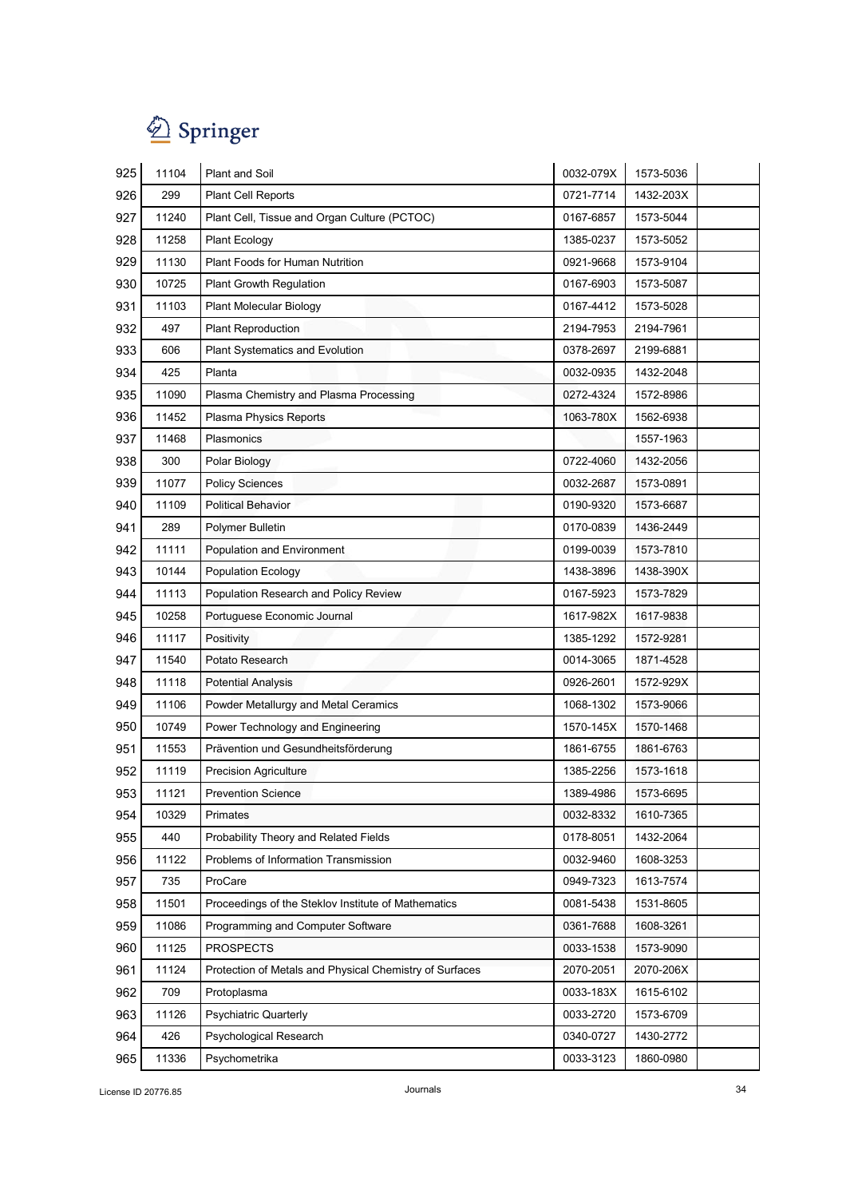| 925 | 11104 | Plant and Soil | 0032-079X | 1573-5036 | |
|---|---|---|---|---|---|
| 926 | 299 | Plant Cell Reports | 0721-7714 | 1432-203X | |
| 927 | 11240 | Plant Cell, Tissue and Organ Culture (PCTOC) | 0167-6857 | 1573-5044 | |
| 928 | 11258 | Plant Ecology | 1385-0237 | 1573-5052 | |
| 929 | 11130 | Plant Foods for Human Nutrition | 0921-9668 | 1573-9104 | |
| 930 | 10725 | Plant Growth Regulation | 0167-6903 | 1573-5087 | |
| 931 | 11103 | Plant Molecular Biology | 0167-4412 | 1573-5028 | |
| 932 | 497 | Plant Reproduction | 2194-7953 | 2194-7961 | |
| 933 | 606 | Plant Systematics and Evolution | 0378-2697 | 2199-6881 | |
| 934 | 425 | Planta | 0032-0935 | 1432-2048 | |
| 935 | 11090 | Plasma Chemistry and Plasma Processing | 0272-4324 | 1572-8986 | |
| 936 | 11452 | Plasma Physics Reports | 1063-780X | 1562-6938 | |
| 937 | 11468 | Plasmonics | | 1557-1963 | |
| 938 | 300 | Polar Biology | 0722-4060 | 1432-2056 | |
| 939 | 11077 | Policy Sciences | 0032-2687 | 1573-0891 | |
| 940 | 11109 | Political Behavior | 0190-9320 | 1573-6687 | |
| 941 | 289 | Polymer Bulletin | 0170-0839 | 1436-2449 | |
| 942 | 11111 | Population and Environment | 0199-0039 | 1573-7810 | |
| 943 | 10144 | Population Ecology | 1438-3896 | 1438-390X | |
| 944 | 11113 | Population Research and Policy Review | 0167-5923 | 1573-7829 | |
| 945 | 10258 | Portuguese Economic Journal | 1617-982X | 1617-9838 | |
| 946 | 11117 | Positivity | 1385-1292 | 1572-9281 | |
| 947 | 11540 | Potato Research | 0014-3065 | 1871-4528 | |
| 948 | 11118 | Potential Analysis | 0926-2601 | 1572-929X | |
| 949 | 11106 | Powder Metallurgy and Metal Ceramics | 1068-1302 | 1573-9066 | |
| 950 | 10749 | Power Technology and Engineering | 1570-145X | 1570-1468 | |
| 951 | 11553 | Prävention und Gesundheitsförderung | 1861-6755 | 1861-6763 | |
| 952 | 11119 | Precision Agriculture | 1385-2256 | 1573-1618 | |
| 953 | 11121 | Prevention Science | 1389-4986 | 1573-6695 | |
| 954 | 10329 | Primates | 0032-8332 | 1610-7365 | |
| 955 | 440 | Probability Theory and Related Fields | 0178-8051 | 1432-2064 | |
| 956 | 11122 | Problems of Information Transmission | 0032-9460 | 1608-3253 | |
| 957 | 735 | ProCare | 0949-7323 | 1613-7574 | |
| 958 | 11501 | Proceedings of the Steklov Institute of Mathematics | 0081-5438 | 1531-8605 | |
| 959 | 11086 | Programming and Computer Software | 0361-7688 | 1608-3261 | |
| 960 | 11125 | PROSPECTS | 0033-1538 | 1573-9090 | |
| 961 | 11124 | Protection of Metals and Physical Chemistry of Surfaces | 2070-2051 | 2070-206X | |
| 962 | 709 | Protoplasma | 0033-183X | 1615-6102 | |
| 963 | 11126 | Psychiatric Quarterly | 0033-2720 | 1573-6709 | |
| 964 | 426 | Psychological Research | 0340-0727 | 1430-2772 | |
| 965 | 11336 | Psychometrika | 0033-3123 | 1860-0980 | |

License ID 20776.85 | Journals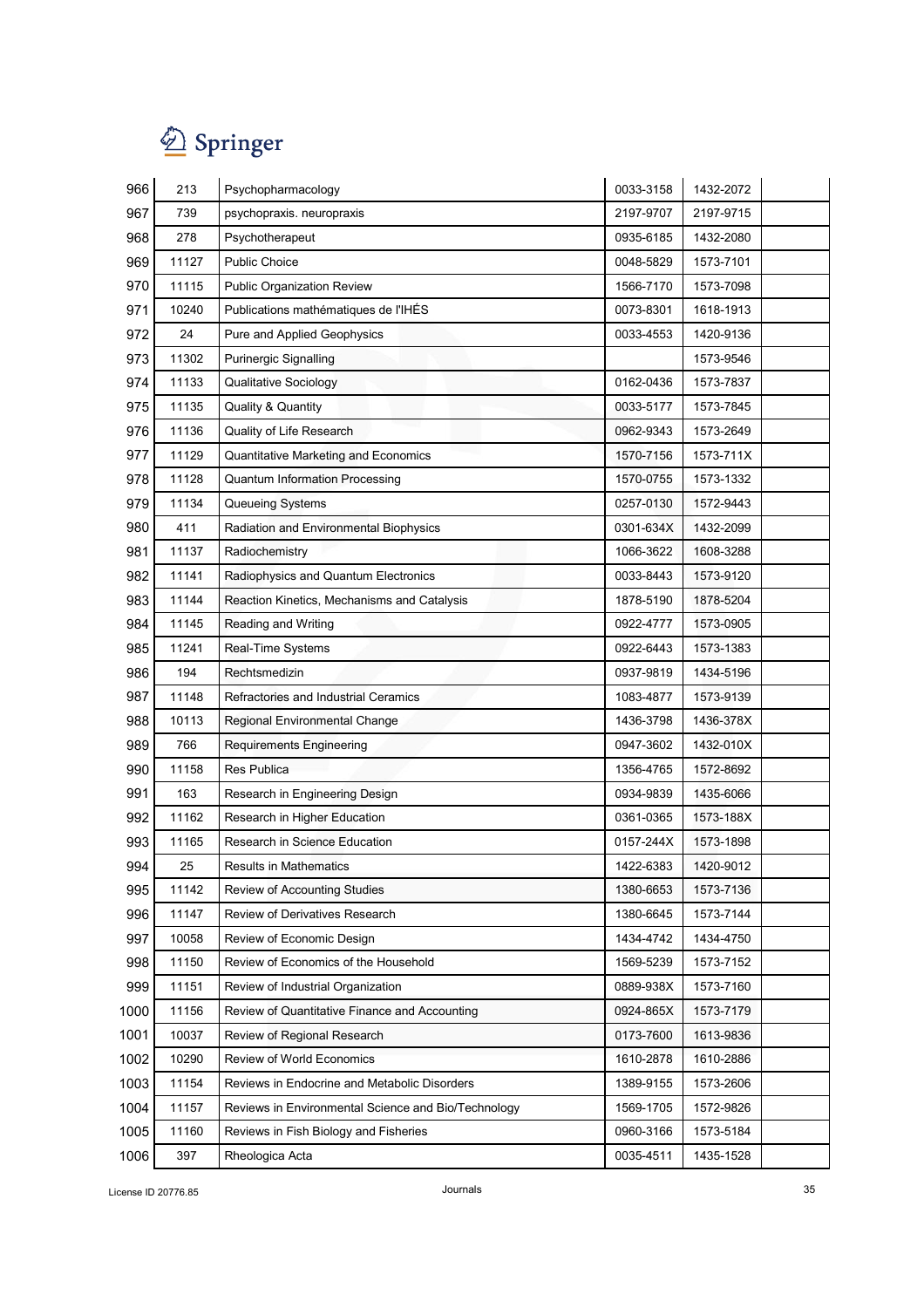| | | | | | |
|---|---|---|---|---|---|
| 966 | 213 | Psychopharmacology | 0033-3158 | 1432-2072 | |
| 967 | 739 | psychopraxis. neuropraxis | 2197-9707 | 2197-9715 | |
| 968 | 278 | Psychotherapeut | 0935-6185 | 1432-2080 | |
| 969 | 11127 | Public Choice | 0048-5829 | 1573-7101 | |
| 970 | 11115 | Public Organization Review | 1566-7170 | 1573-7098 | |
| 971 | 10240 | Publications mathématiques de l'IHÉS | 0073-8301 | 1618-1913 | |
| 972 | 24 | Pure and Applied Geophysics | 0033-4553 | 1420-9136 | |
| 973 | 11302 | Purinergic Signalling | | 1573-9546 | |
| 974 | 11133 | Qualitative Sociology | 0162-0436 | 1573-7837 | |
| 975 | 11135 | Quality & Quantity | 0033-5177 | 1573-7845 | |
| 976 | 11136 | Quality of Life Research | 0962-9343 | 1573-2649 | |
| 977 | 11129 | Quantitative Marketing and Economics | 1570-7156 | 1573-711X | |
| 978 | 11128 | Quantum Information Processing | 1570-0755 | 1573-1332 | |
| 979 | 11134 | Queueing Systems | 0257-0130 | 1572-9443 | |
| 980 | 411 | Radiation and Environmental Biophysics | 0301-634X | 1432-2099 | |
| 981 | 11137 | Radiochemistry | 1066-3622 | 1608-3288 | |
| 982 | 11141 | Radiophysics and Quantum Electronics | 0033-8443 | 1573-9120 | |
| 983 | 11144 | Reaction Kinetics, Mechanisms and Catalysis | 1878-5190 | 1878-5204 | |
| 984 | 11145 | Reading and Writing | 0922-4777 | 1573-0905 | |
| 985 | 11241 | Real-Time Systems | 0922-6443 | 1573-1383 | |
| 986 | 194 | Rechtsmedizin | 0937-9819 | 1434-5196 | |
| 987 | 11148 | Refractories and Industrial Ceramics | 1083-4877 | 1573-9139 | |
| 988 | 10113 | Regional Environmental Change | 1436-3798 | 1436-378X | |
| 989 | 766 | Requirements Engineering | 0947-3602 | 1432-010X | |
| 990 | 11158 | Res Publica | 1356-4765 | 1572-8692 | |
| 991 | 163 | Research in Engineering Design | 0934-9839 | 1435-6066 | |
| 992 | 11162 | Research in Higher Education | 0361-0365 | 1573-188X | |
| 993 | 11165 | Research in Science Education | 0157-244X | 1573-1898 | |
| 994 | 25 | Results in Mathematics | 1422-6383 | 1420-9012 | |
| 995 | 11142 | Review of Accounting Studies | 1380-6653 | 1573-7136 | |
| 996 | 11147 | Review of Derivatives Research | 1380-6645 | 1573-7144 | |
| 997 | 10058 | Review of Economic Design | 1434-4742 | 1434-4750 | |
| 998 | 11150 | Review of Economics of the Household | 1569-5239 | 1573-7152 | |
| 999 | 11151 | Review of Industrial Organization | 0889-938X | 1573-7160 | |
| 1000 | 11156 | Review of Quantitative Finance and Accounting | 0924-865X | 1573-7179 | |
| 1001 | 10037 | Review of Regional Research | 0173-7600 | 1613-9836 | |
| 1002 | 10290 | Review of World Economics | 1610-2878 | 1610-2886 | |
| 1003 | 11154 | Reviews in Endocrine and Metabolic Disorders | 1389-9155 | 1573-2606 | |
| 1004 | 11157 | Reviews in Environmental Science and Bio/Technology | 1569-1705 | 1572-9826 | |
| 1005 | 11160 | Reviews in Fish Biology and Fisheries | 0960-3166 | 1573-5184 | |
| 1006 | 397 | Rheologica Acta | 0035-4511 | 1435-1528 | |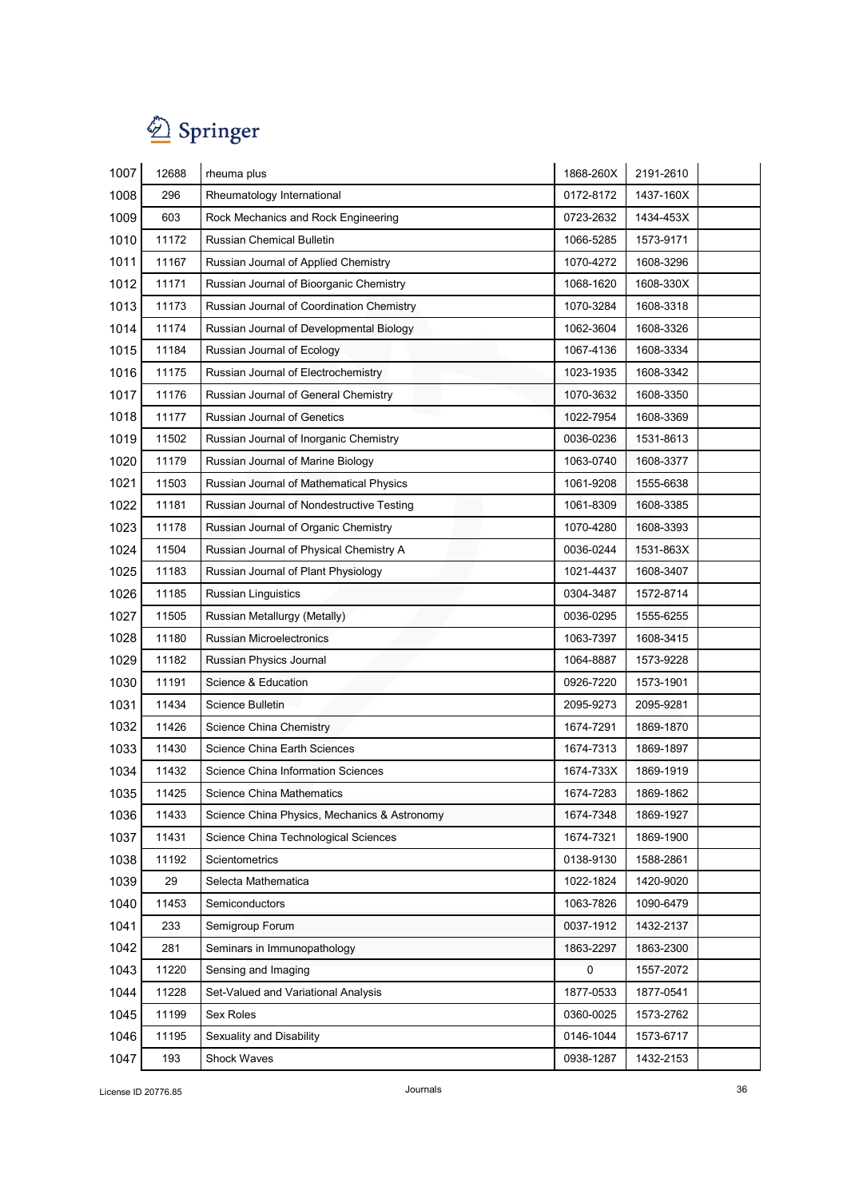| 1007 | 12688 | rheuma plus | 1868-260X | 2191-2610 | |
|---|---|---|---|---|---|
| 1008 | 296 | Rheumatology International | 0172-8172 | 1437-160X | |
| 1009 | 603 | Rock Mechanics and Rock Engineering | 0723-2632 | 1434-453X | |
| 1010 | 11172 | Russian Chemical Bulletin | 1066-5285 | 1573-9171 | |
| 1011 | 11167 | Russian Journal of Applied Chemistry | 1070-4272 | 1608-3296 | |
| 1012 | 11171 | Russian Journal of Bioorganic Chemistry | 1068-1620 | 1608-330X | |
| 1013 | 11173 | Russian Journal of Coordination Chemistry | 1070-3284 | 1608-3318 | |
| 1014 | 11174 | Russian Journal of Developmental Biology | 1062-3604 | 1608-3326 | |
| 1015 | 11184 | Russian Journal of Ecology | 1067-4136 | 1608-3334 | |
| 1016 | 11175 | Russian Journal of Electrochemistry | 1023-1935 | 1608-3342 | |
| 1017 | 11176 | Russian Journal of General Chemistry | 1070-3632 | 1608-3350 | |
| 1018 | 11177 | Russian Journal of Genetics | 1022-7954 | 1608-3369 | |
| 1019 | 11502 | Russian Journal of Inorganic Chemistry | 0036-0236 | 1531-8613 | |
| 1020 | 11179 | Russian Journal of Marine Biology | 1063-0740 | 1608-3377 | |
| 1021 | 11503 | Russian Journal of Mathematical Physics | 1061-9208 | 1555-6638 | |
| 1022 | 11181 | Russian Journal of Nondestructive Testing | 1061-8309 | 1608-3385 | |
| 1023 | 11178 | Russian Journal of Organic Chemistry | 1070-4280 | 1608-3393 | |
| 1024 | 11504 | Russian Journal of Physical Chemistry A | 0036-0244 | 1531-863X | |
| 1025 | 11183 | Russian Journal of Plant Physiology | 1021-4437 | 1608-3407 | |
| 1026 | 11185 | Russian Linguistics | 0304-3487 | 1572-8714 | |
| 1027 | 11505 | Russian Metallurgy (Metally) | 0036-0295 | 1555-6255 | |
| 1028 | 11180 | Russian Microelectronics | 1063-7397 | 1608-3415 | |
| 1029 | 11182 | Russian Physics Journal | 1064-8887 | 1573-9228 | |
| 1030 | 11191 | Science & Education | 0926-7220 | 1573-1901 | |
| 1031 | 11434 | Science Bulletin | 2095-9273 | 2095-9281 | |
| 1032 | 11426 | Science China Chemistry | 1674-7291 | 1869-1870 | |
| 1033 | 11430 | Science China Earth Sciences | 1674-7313 | 1869-1897 | |
| 1034 | 11432 | Science China Information Sciences | 1674-733X | 1869-1919 | |
| 1035 | 11425 | Science China Mathematics | 1674-7283 | 1869-1862 | |
| 1036 | 11433 | Science China Physics, Mechanics & Astronomy | 1674-7348 | 1869-1927 | |
| 1037 | 11431 | Science China Technological Sciences | 1674-7321 | 1869-1900 | |
| 1038 | 11192 | Scientometrics | 0138-9130 | 1588-2861 | |
| 1039 | 29 | Selecta Mathematica | 1022-1824 | 1420-9020 | |
| 1040 | 11453 | Semiconductors | 1063-7826 | 1090-6479 | |
| 1041 | 233 | Semigroup Forum | 0037-1912 | 1432-2137 | |
| 1042 | 281 | Seminars in Immunopathology | 1863-2297 | 1863-2300 | |
| 1043 | 11220 | Sensing and Imaging | 0 | 1557-2072 | |
| 1044 | 11228 | Set-Valued and Variational Analysis | 1877-0533 | 1877-0541 | |
| 1045 | 11199 | Sex Roles | 0360-0025 | 1573-2762 | |
| 1046 | 11195 | Sexuality and Disability | 0146-1044 | 1573-6717 | |
| 1047 | 193 | Shock Waves | 0938-1287 | 1432-2153 | |

License ID 20776.85 Journals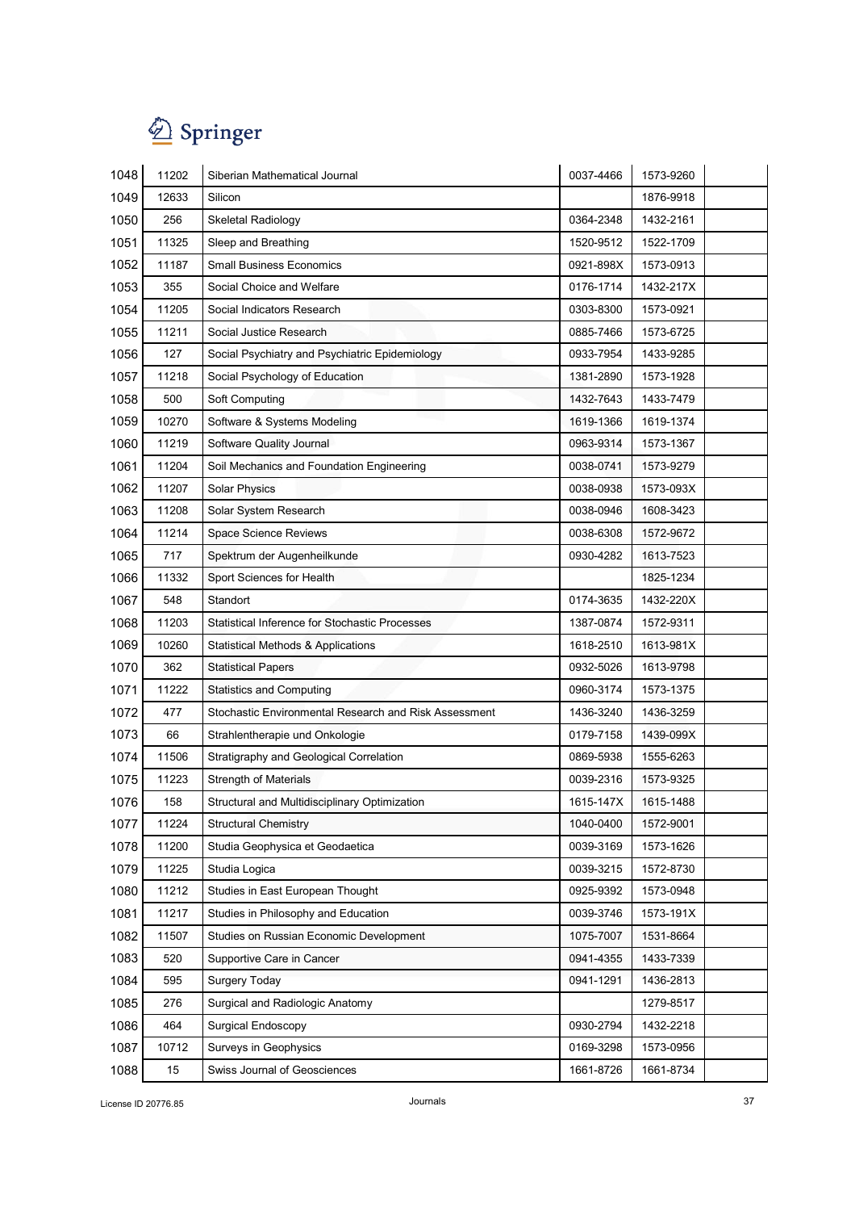Springer

| | | | | | |
|---|---|---|---|---|---|
| 1048 | 11202 | Siberian Mathematical Journal | 0037-4466 | 1573-9260 | |
| 1049 | 12633 | Silicon | | 1876-9918 | |
| 1050 | 256 | Skeletal Radiology | 0364-2348 | 1432-2161 | |
| 1051 | 11325 | Sleep and Breathing | 1520-9512 | 1522-1709 | |
| 1052 | 11187 | Small Business Economics | 0921-898X | 1573-0913 | |
| 1053 | 355 | Social Choice and Welfare | 0176-1714 | 1432-217X | |
| 1054 | 11205 | Social Indicators Research | 0303-8300 | 1573-0921 | |
| 1055 | 11211 | Social Justice Research | 0885-7466 | 1573-6725 | |
| 1056 | 127 | Social Psychiatry and Psychiatric Epidemiology | 0933-7954 | 1433-9285 | |
| 1057 | 11218 | Social Psychology of Education | 1381-2890 | 1573-1928 | |
| 1058 | 500 | Soft Computing | 1432-7643 | 1433-7479 | |
| 1059 | 10270 | Software & Systems Modeling | 1619-1366 | 1619-1374 | |
| 1060 | 11219 | Software Quality Journal | 0963-9314 | 1573-1367 | |
| 1061 | 11204 | Soil Mechanics and Foundation Engineering | 0038-0741 | 1573-9279 | |
| 1062 | 11207 | Solar Physics | 0038-0938 | 1573-093X | |
| 1063 | 11208 | Solar System Research | 0038-0946 | 1608-3423 | |
| 1064 | 11214 | Space Science Reviews | 0038-6308 | 1572-9672 | |
| 1065 | 717 | Spektrum der Augenheilkunde | 0930-4282 | 1613-7523 | |
| 1066 | 11332 | Sport Sciences for Health | | 1825-1234 | |
| 1067 | 548 | Standort | 0174-3635 | 1432-220X | |
| 1068 | 11203 | Statistical Inference for Stochastic Processes | 1387-0874 | 1572-9311 | |
| 1069 | 10260 | Statistical Methods & Applications | 1618-2510 | 1613-981X | |
| 1070 | 362 | Statistical Papers | 0932-5026 | 1613-9798 | |
| 1071 | 11222 | Statistics and Computing | 0960-3174 | 1573-1375 | |
| 1072 | 477 | Stochastic Environmental Research and Risk Assessment | 1436-3240 | 1436-3259 | |
| 1073 | 66 | Strahlentherapie und Onkologie | 0179-7158 | 1439-099X | |
| 1074 | 11506 | Stratigraphy and Geological Correlation | 0869-5938 | 1555-6263 | |
| 1075 | 11223 | Strength of Materials | 0039-2316 | 1573-9325 | |
| 1076 | 158 | Structural and Multidisciplinary Optimization | 1615-147X | 1615-1488 | |
| 1077 | 11224 | Structural Chemistry | 1040-0400 | 1572-9001 | |
| 1078 | 11200 | Studia Geophysica et Geodaetica | 0039-3169 | 1573-1626 | |
| 1079 | 11225 | Studia Logica | 0039-3215 | 1572-8730 | |
| 1080 | 11212 | Studies in East European Thought | 0925-9392 | 1573-0948 | |
| 1081 | 11217 | Studies in Philosophy and Education | 0039-3746 | 1573-191X | |
| 1082 | 11507 | Studies on Russian Economic Development | 1075-7007 | 1531-8664 | |
| 1083 | 520 | Supportive Care in Cancer | 0941-4355 | 1433-7339 | |
| 1084 | 595 | Surgery Today | 0941-1291 | 1436-2813 | |
| 1085 | 276 | Surgical and Radiologic Anatomy | | 1279-8517 | |
| 1086 | 464 | Surgical Endoscopy | 0930-2794 | 1432-2218 | |
| 1087 | 10712 | Surveys in Geophysics | 0169-3298 | 1573-0956 | |
| 1088 | 15 | Swiss Journal of Geosciences | 1661-8726 | 1661-8734 | |

License ID 20776.85 Journals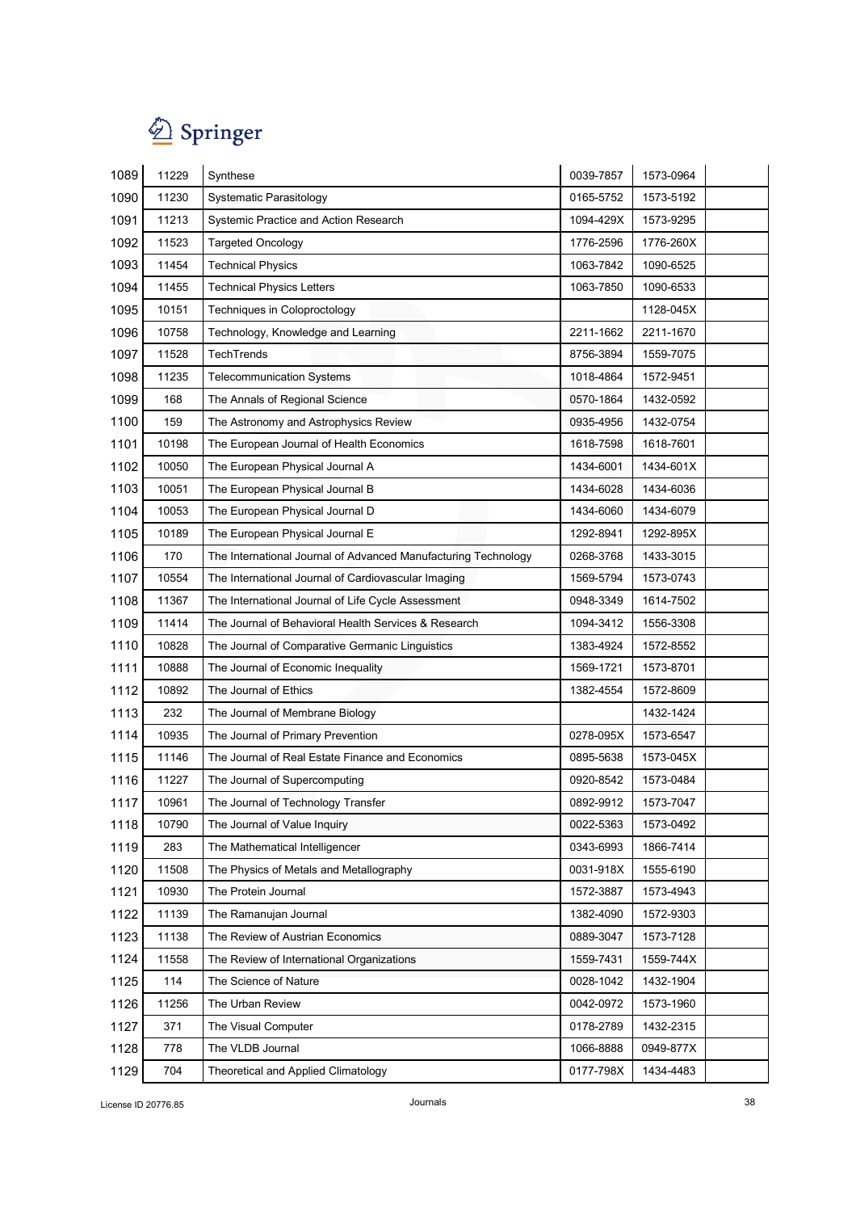| | | | | | |
|---|---|---|---|---|---|
| 1089 | 11229 | Synthese | 0039-7857 | 1573-0964 | |
| 1090 | 11230 | Systematic Parasitology | 0165-5752 | 1573-5192 | |
| 1091 | 11213 | Systemic Practice and Action Research | 1094-429X | 1573-9295 | |
| 1092 | 11523 | Targeted Oncology | 1776-2596 | 1776-260X | |
| 1093 | 11454 | Technical Physics | 1063-7842 | 1090-6525 | |
| 1094 | 11455 | Technical Physics Letters | 1063-7850 | 1090-6533 | |
| 1095 | 10151 | Techniques in Coloproctology | | 1128-045X | |
| 1096 | 10758 | Technology, Knowledge and Learning | 2211-1662 | 2211-1670 | |
| 1097 | 11528 | TechTrends | 8756-3894 | 1559-7075 | |
| 1098 | 11235 | Telecommunication Systems | 1018-4864 | 1572-9451 | |
| 1099 | 168 | The Annals of Regional Science | 0570-1864 | 1432-0592 | |
| 1100 | 159 | The Astronomy and Astrophysics Review | 0935-4956 | 1432-0754 | |
| 1101 | 10198 | The European Journal of Health Economics | 1618-7598 | 1618-7601 | |
| 1102 | 10050 | The European Physical Journal A | 1434-6001 | 1434-601X | |
| 1103 | 10051 | The European Physical Journal B | 1434-6028 | 1434-6036 | |
| 1104 | 10053 | The European Physical Journal D | 1434-6060 | 1434-6079 | |
| 1105 | 10189 | The European Physical Journal E | 1292-8941 | 1292-895X | |
| 1106 | 170 | The International Journal of Advanced Manufacturing Technology | 0268-3768 | 1433-3015 | |
| 1107 | 10554 | The International Journal of Cardiovascular Imaging | 1569-5794 | 1573-0743 | |
| 1108 | 11367 | The International Journal of Life Cycle Assessment | 0948-3349 | 1614-7502 | |
| 1109 | 11414 | The Journal of Behavioral Health Services & Research | 1094-3412 | 1556-3308 | |
| 1110 | 10828 | The Journal of Comparative Germanic Linguistics | 1383-4924 | 1572-8552 | |
| 1111 | 10888 | The Journal of Economic Inequality | 1569-1721 | 1573-8701 | |
| 1112 | 10892 | The Journal of Ethics | 1382-4554 | 1572-8609 | |
| 1113 | 232 | The Journal of Membrane Biology | | 1432-1424 | |
| 1114 | 10935 | The Journal of Primary Prevention | 0278-095X | 1573-6547 | |
| 1115 | 11146 | The Journal of Real Estate Finance and Economics | 0895-5638 | 1573-045X | |
| 1116 | 11227 | The Journal of Supercomputing | 0920-8542 | 1573-0484 | |
| 1117 | 10961 | The Journal of Technology Transfer | 0892-9912 | 1573-7047 | |
| 1118 | 10790 | The Journal of Value Inquiry | 0022-5363 | 1573-0492 | |
| 1119 | 283 | The Mathematical Intelligencer | 0343-6993 | 1866-7414 | |
| 1120 | 11508 | The Physics of Metals and Metallography | 0031-918X | 1555-6190 | |
| 1121 | 10930 | The Protein Journal | 1572-3887 | 1573-4943 | |
| 1122 | 11139 | The Ramanujan Journal | 1382-4090 | 1572-9303 | |
| 1123 | 11138 | The Review of Austrian Economics | 0889-3047 | 1573-7128 | |
| 1124 | 11558 | The Review of International Organizations | 1559-7431 | 1559-744X | |
| 1125 | 114 | The Science of Nature | 0028-1042 | 1432-1904 | |
| 1126 | 11256 | The Urban Review | 0042-0972 | 1573-1960 | |
| 1127 | 371 | The Visual Computer | 0178-2789 | 1432-2315 | |
| 1128 | 778 | The VLDB Journal | 1066-8888 | 0949-877X | |
| 1129 | 704 | Theoretical and Applied Climatology | 0177-798X | 1434-4483 | |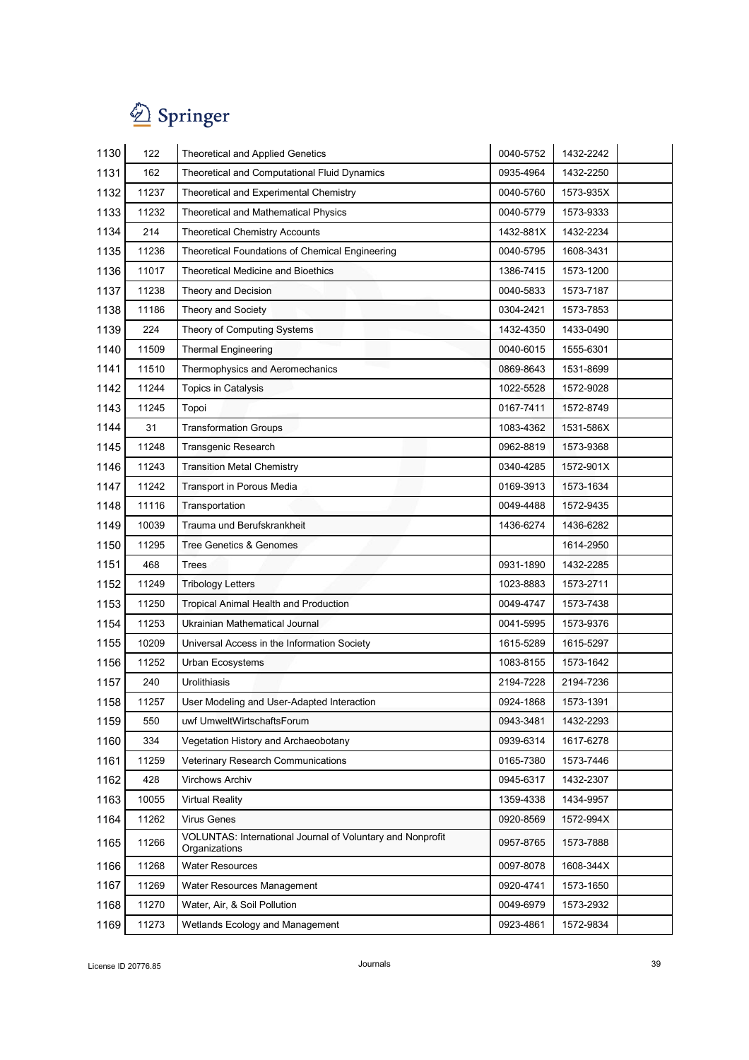| | | | | | |
|---|---|---|---|---|---|
| 1130 | 122 | Theoretical and Applied Genetics | 0040-5752 | 1432-2242 | |
| 1131 | 162 | Theoretical and Computational Fluid Dynamics | 0935-4964 | 1432-2250 | |
| 1132 | 11237 | Theoretical and Experimental Chemistry | 0040-5760 | 1573-935X | |
| 1133 | 11232 | Theoretical and Mathematical Physics | 0040-5779 | 1573-9333 | |
| 1134 | 214 | Theoretical Chemistry Accounts | 1432-881X | 1432-2234 | |
| 1135 | 11236 | Theoretical Foundations of Chemical Engineering | 0040-5795 | 1608-3431 | |
| 1136 | 11017 | Theoretical Medicine and Bioethics | 1386-7415 | 1573-1200 | |
| 1137 | 11238 | Theory and Decision | 0040-5833 | 1573-7187 | |
| 1138 | 11186 | Theory and Society | 0304-2421 | 1573-7853 | |
| 1139 | 224 | Theory of Computing Systems | 1432-4350 | 1433-0490 | |
| 1140 | 11509 | Thermal Engineering | 0040-6015 | 1555-6301 | |
| 1141 | 11510 | Thermophysics and Aeromechanics | 0869-8643 | 1531-8699 | |
| 1142 | 11244 | Topics in Catalysis | 1022-5528 | 1572-9028 | |
| 1143 | 11245 | Topoi | 0167-7411 | 1572-8749 | |
| 1144 | 31 | Transformation Groups | 1083-4362 | 1531-586X | |
| 1145 | 11248 | Transgenic Research | 0962-8819 | 1573-9368 | |
| 1146 | 11243 | Transition Metal Chemistry | 0340-4285 | 1572-901X | |
| 1147 | 11242 | Transport in Porous Media | 0169-3913 | 1573-1634 | |
| 1148 | 11116 | Transportation | 0049-4488 | 1572-9435 | |
| 1149 | 10039 | Trauma und Berufskrankheit | 1436-6274 | 1436-6282 | |
| 1150 | 11295 | Tree Genetics & Genomes | | 1614-2950 | |
| 1151 | 468 | Trees | 0931-1890 | 1432-2285 | |
| 1152 | 11249 | Tribology Letters | 1023-8883 | 1573-2711 | |
| 1153 | 11250 | Tropical Animal Health and Production | 0049-4747 | 1573-7438 | |
| 1154 | 11253 | Ukrainian Mathematical Journal | 0041-5995 | 1573-9376 | |
| 1155 | 10209 | Universal Access in the Information Society | 1615-5289 | 1615-5297 | |
| 1156 | 11252 | Urban Ecosystems | 1083-8155 | 1573-1642 | |
| 1157 | 240 | Urolithiasis | 2194-7228 | 2194-7236 | |
| 1158 | 11257 | User Modeling and User-Adapted Interaction | 0924-1868 | 1573-1391 | |
| 1159 | 550 | uwf UmweltWirtschaftsForum | 0943-3481 | 1432-2293 | |
| 1160 | 334 | Vegetation History and Archaeobotany | 0939-6314 | 1617-6278 | |
| 1161 | 11259 | Veterinary Research Communications | 0165-7380 | 1573-7446 | |
| 1162 | 428 | Virchows Archiv | 0945-6317 | 1432-2307 | |
| 1163 | 10055 | Virtual Reality | 1359-4338 | 1434-9957 | |
| 1164 | 11262 | Virus Genes | 0920-8569 | 1572-994X | |
| 1165 | 11266 | VOLUNTAS: International Journal of Voluntary and Nonprofit Organizations | 0957-8765 | 1573-7888 | |
| 1166 | 11268 | Water Resources | 0097-8078 | 1608-344X | |
| 1167 | 11269 | Water Resources Management | 0920-4741 | 1573-1650 | |
| 1168 | 11270 | Water, Air, & Soil Pollution | 0049-6979 | 1573-2932 | |
| 1169 | 11273 | Wetlands Ecology and Management | 0923-4861 | 1572-9834 | |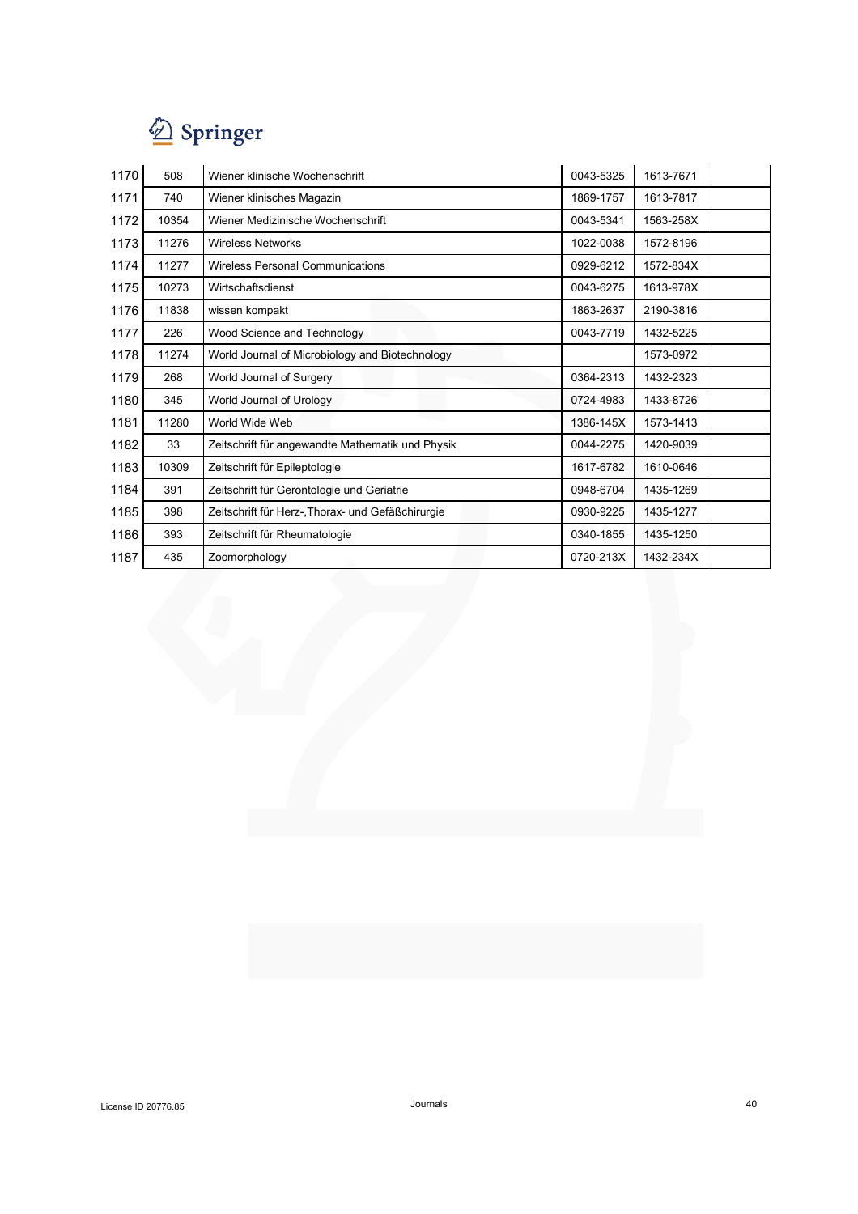| | | | | | |
|---|---|---|---|---|---|
| 1170 | 508 | Wiener klinische Wochenschrift | 0043-5325 | 1613-7671 | |
| 1171 | 740 | Wiener klinisches Magazin | 1869-1757 | 1613-7817 | |
| 1172 | 10354 | Wiener Medizinische Wochenschrift | 0043-5341 | 1563-258X | |
| 1173 | 11276 | Wireless Networks | 1022-0038 | 1572-8196 | |
| 1174 | 11277 | Wireless Personal Communications | 0929-6212 | 1572-834X | |
| 1175 | 10273 | Wirtschaftsdienst | 0043-6275 | 1613-978X | |
| 1176 | 11838 | wissen kompakt | 1863-2637 | 2190-3816 | |
| 1177 | 226 | Wood Science and Technology | 0043-7719 | 1432-5225 | |
| 1178 | 11274 | World Journal of Microbiology and Biotechnology | | 1573-0972 | |
| 1179 | 268 | World Journal of Surgery | 0364-2313 | 1432-2323 | |
| 1180 | 345 | World Journal of Urology | 0724-4983 | 1433-8726 | |
| 1181 | 11280 | World Wide Web | 1386-145X | 1573-1413 | |
| 1182 | 33 | Zeitschrift für angewandte Mathematik und Physik | 0044-2275 | 1420-9039 | |
| 1183 | 10309 | Zeitschrift für Epileptologie | 1617-6782 | 1610-0646 | |
| 1184 | 391 | Zeitschrift für Gerontologie und Geriatrie | 0948-6704 | 1435-1269 | |
| 1185 | 398 | Zeitschrift für Herz-,Thorax- und Gefäßchirurgie | 0930-9225 | 1435-1277 | |
| 1186 | 393 | Zeitschrift für Rheumatologie | 0340-1855 | 1435-1250 | |
| 1187 | 435 | Zoomorphology | 0720-213X | 1432-234X | |

License ID 20776.85 Journals